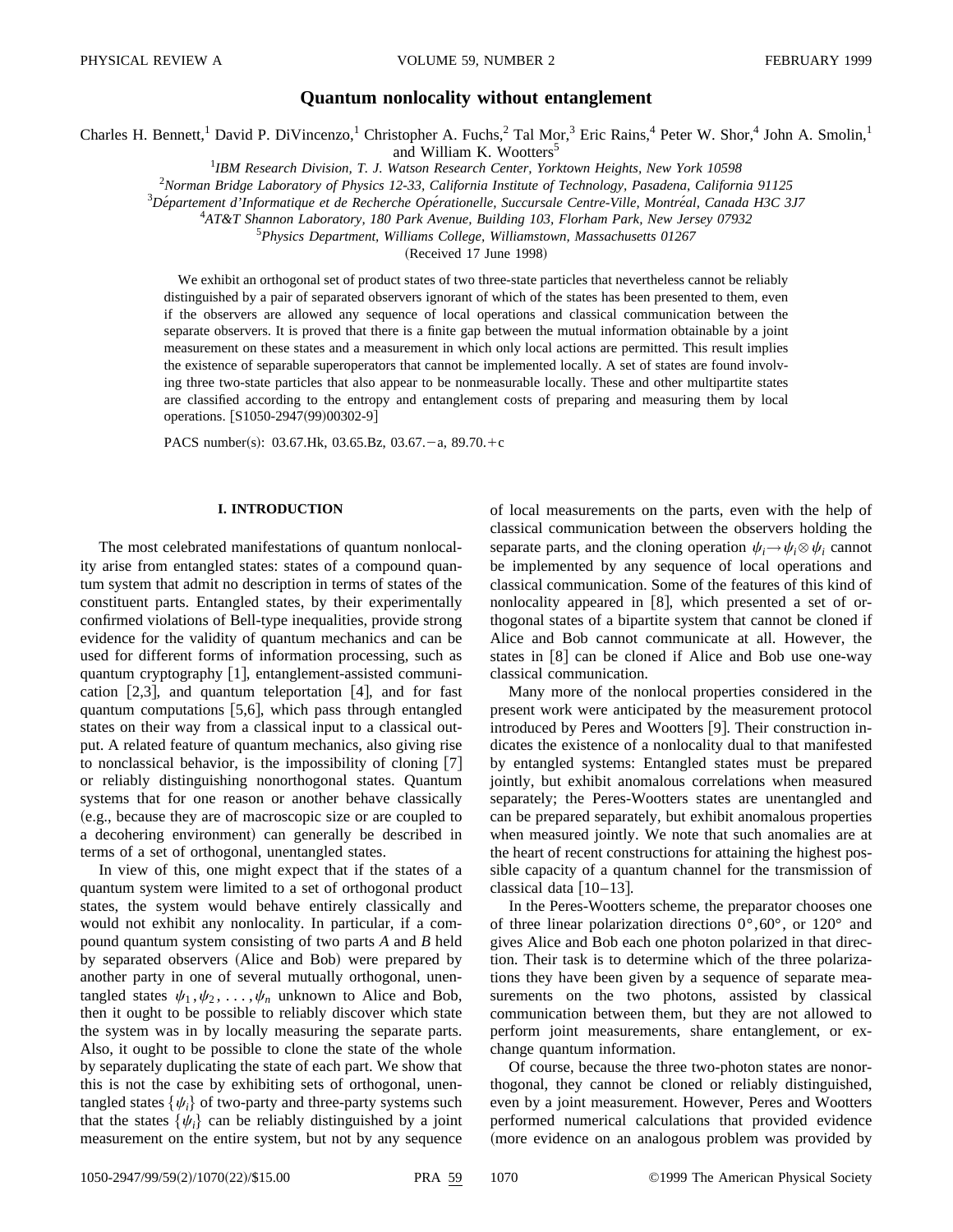# Quantum nonlocality without entanglement

Charles H. Bennett,[1] David P. DiVincenzo,[1] Christopher A. Fuchs,[2] Tal Mor,[3] Eric Rains,[4] Peter W. Shor,[4] John A. Smolin,[1] and William K. Wootters[5]

[1] *IBM Research Division, T. J. Watson Research Center, Yorktown Heights, New York 10598*
[2] *Norman Bridge Laboratory of Physics 12-33, California Institute of Technology, Pasadena, California 91125*
[3] *Département d'Informatique et de Recherche Opérationelle, Succursale Centre-Ville, Montréal, Canada H3C 3J7*
[4] *AT&T Shannon Laboratory, 180 Park Avenue, Building 103, Florham Park, New Jersey 07932*
[5] *Physics Department, Williams College, Williamstown, Massachusetts 01267*

(Received 17 June 1998)

We exhibit an orthogonal set of product states of two three-state particles that nevertheless cannot be reliably distinguished by a pair of separated observers ignorant of which of the states has been presented to them, even if the observers are allowed any sequence of local operations and classical communication between the separate observers. It is proved that there is a finite gap between the mutual information obtainable by a joint measurement on these states and a measurement in which only local actions are permitted. This result implies the existence of separable superoperators that cannot be implemented locally. A set of states are found involving three two-state particles that also appear to be nonmeasurable locally. These and other multipartite states are classified according to the entropy and entanglement costs of preparing and measuring them by local operations. [S1050-2947(99)00302-9]

PACS number(s): 03.67.Hk, 03.65.Bz, 03.67.−a, 89.70.+c

## I. INTRODUCTION

The most celebrated manifestations of quantum nonlocality arise from entangled states: states of a compound quantum system that admit no description in terms of states of the constituent parts. Entangled states, by their experimentally confirmed violations of Bell-type inequalities, provide strong evidence for the validity of quantum mechanics and can be used for different forms of information processing, such as quantum cryptography [1], entanglement-assisted communication [2,3], and quantum teleportation [4], and for fast quantum computations [5,6], which pass through entangled states on their way from a classical input to a classical output. A related feature of quantum mechanics, also giving rise to nonclassical behavior, is the impossibility of cloning [7] or reliably distinguishing nonorthogonal states. Quantum systems that for one reason or another behave classically (e.g., because they are of macroscopic size or are coupled to a decohering environment) can generally be described in terms of a set of orthogonal, unentangled states.

In view of this, one might expect that if the states of a quantum system were limited to a set of orthogonal product states, the system would behave entirely classically and would not exhibit any nonlocality. In particular, if a compound quantum system consisting of two parts $A$ and $B$ held by separated observers (Alice and Bob) were prepared by another party in one of several mutually orthogonal, unentangled states $\psi_1, \psi_2, \ldots, \psi_n$ unknown to Alice and Bob, then it ought to be possible to reliably discover which state the system was in by locally measuring the separate parts. Also, it ought to be possible to clone the state of the whole by separately duplicating the state of each part. We show that this is not the case by exhibiting sets of orthogonal, unentangled states $\{\psi_i\}$ of two-party and three-party systems such that the states $\{\psi_i\}$ can be reliably distinguished by a joint measurement on the entire system, but not by any sequence of local measurements on the parts, even with the help of classical communication between the observers holding the separate parts, and the cloning operation $\psi_i \rightarrow \psi_i \otimes \psi_i$ cannot be implemented by any sequence of local operations and classical communication. Some of the features of this kind of nonlocality appeared in [8], which presented a set of orthogonal states of a bipartite system that cannot be cloned if Alice and Bob cannot communicate at all. However, the states in [8] can be cloned if Alice and Bob use one-way classical communication.

Many more of the nonlocal properties considered in the present work were anticipated by the measurement protocol introduced by Peres and Wootters [9]. Their construction indicates the existence of a nonlocality dual to that manifested by entangled systems: Entangled states must be prepared jointly, but exhibit anomalous correlations when measured separately; the Peres-Wootters states are unentangled and can be prepared separately, but exhibit anomalous properties when measured jointly. We note that such anomalies are at the heart of recent constructions for attaining the highest possible capacity of a quantum channel for the transmission of classical data [10–13].

In the Peres-Wootters scheme, the preparator chooses one of three linear polarization directions $0°, 60°$, or $120°$ and gives Alice and Bob each one photon polarized in that direction. Their task is to determine which of the three polarizations they have been given by a sequence of separate measurements on the two photons, assisted by classical communication between them, but they are not allowed to perform joint measurements, share entanglement, or exchange quantum information.

Of course, because the three two-photon states are nonorthogonal, they cannot be cloned or reliably distinguished, even by a joint measurement. However, Peres and Wootters performed numerical calculations that provided evidence (more evidence on an analogous problem was provided by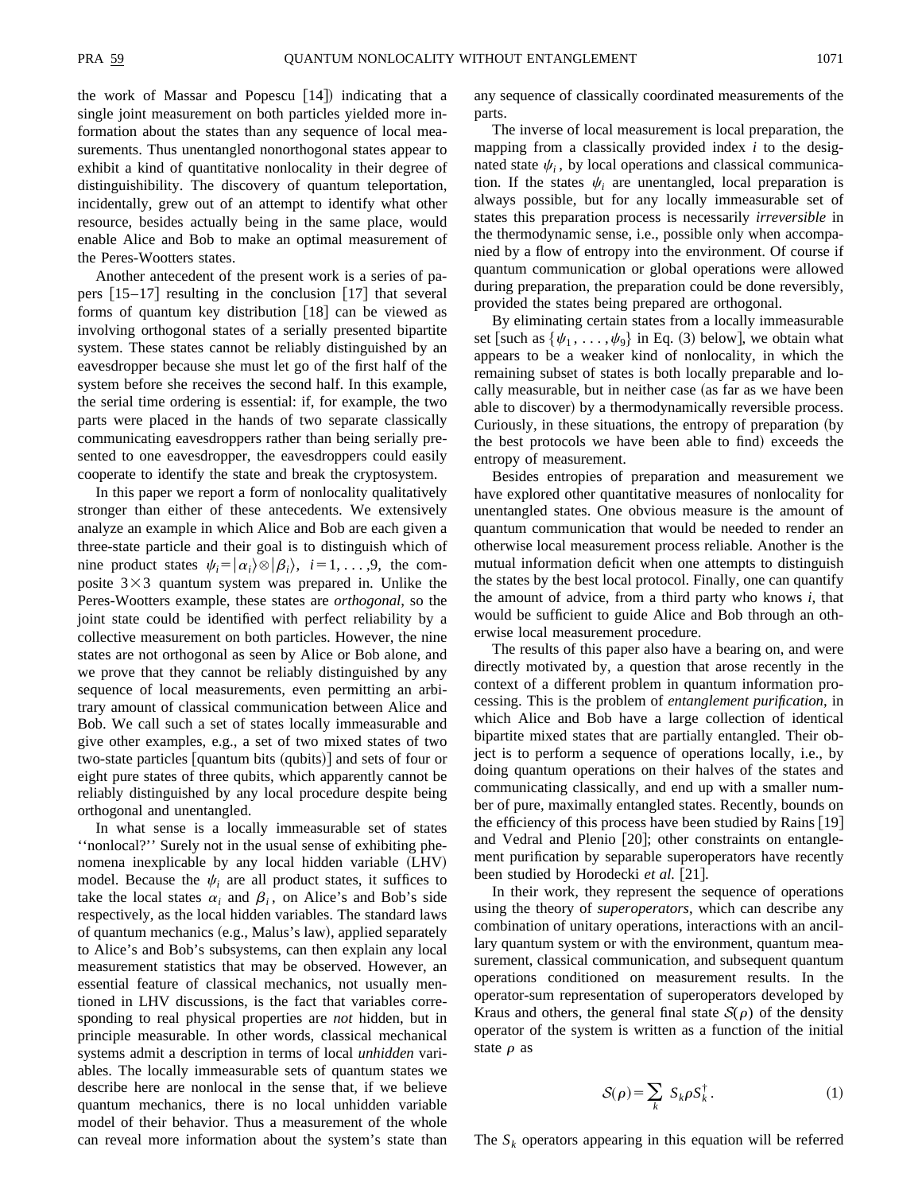the work of Massar and Popescu [14]) indicating that a single joint measurement on both particles yielded more information about the states than any sequence of local measurements. Thus unentangled nonorthogonal states appear to exhibit a kind of quantitative nonlocality in their degree of distinguishability. The discovery of quantum teleportation, incidentally, grew out of an attempt to identify what other resource, besides actually being in the same place, would enable Alice and Bob to make an optimal measurement of the Peres-Wootters states.

Another antecedent of the present work is a series of papers [15–17] resulting in the conclusion [17] that several forms of quantum key distribution [18] can be viewed as involving orthogonal states of a serially presented bipartite system. These states cannot be reliably distinguished by an eavesdropper because she must let go of the first half of the system before she receives the second half. In this example, the serial time ordering is essential: if, for example, the two parts were placed in the hands of two separate classically communicating eavesdroppers rather than being serially presented to one eavesdropper, the eavesdroppers could easily cooperate to identify the state and break the cryptosystem.

In this paper we report a form of nonlocality qualitatively stronger than either of these antecedents. We extensively analyze an example in which Alice and Bob are each given a three-state particle and their goal is to distinguish which of nine product states $\psi_i = |\alpha_i\rangle \otimes |\beta_i\rangle$, $i = 1, \ldots, 9$, the composite $3 \times 3$ quantum system was prepared in. Unlike the Peres-Wootters example, these states are *orthogonal*, so the joint state could be identified with perfect reliability by a collective measurement on both particles. However, the nine states are not orthogonal as seen by Alice or Bob alone, and we prove that they cannot be reliably distinguished by any sequence of local measurements, even permitting an arbitrary amount of classical communication between Alice and Bob. We call such a set of states locally immeasurable and give other examples, e.g., a set of two mixed states of two two-state particles [quantum bits (qubits)] and sets of four or eight pure states of three qubits, which apparently cannot be reliably distinguished by any local procedure despite being orthogonal and unentangled.

In what sense is a locally immeasurable set of states ''nonlocal?'' Surely not in the usual sense of exhibiting phenomena inexplicable by any local hidden variable (LHV) model. Because the $\psi_i$ are all product states, it suffices to take the local states $\alpha_i$ and $\beta_i$, on Alice's and Bob's side respectively, as the local hidden variables. The standard laws of quantum mechanics (e.g., Malus's law), applied separately to Alice's and Bob's subsystems, can then explain any local measurement statistics that may be observed. However, an essential feature of classical mechanics, not usually mentioned in LHV discussions, is the fact that variables corresponding to real physical properties are *not* hidden, but in principle measurable. In other words, classical mechanical systems admit a description in terms of local *unhidden* variables. The locally immeasurable sets of quantum states we describe here are nonlocal in the sense that, if we believe quantum mechanics, there is no local unhidden variable model of their behavior. Thus a measurement of the whole can reveal more information about the system's state than any sequence of classically coordinated measurements of the parts.

The inverse of local measurement is local preparation, the mapping from a classically provided index $i$ to the designated state $\psi_i$, by local operations and classical communication. If the states $\psi_i$ are unentangled, local preparation is always possible, but for any locally immeasurable set of states this preparation process is necessarily *irreversible* in the thermodynamic sense, i.e., possible only when accompanied by a flow of entropy into the environment. Of course if quantum communication or global operations were allowed during preparation, the preparation could be done reversibly, provided the states being prepared are orthogonal.

By eliminating certain states from a locally immeasurable set [such as $\{\psi_1, \ldots, \psi_9\}$ in Eq. (3) below], we obtain what appears to be a weaker kind of nonlocality, in which the remaining subset of states is both locally preparable and locally measurable, but in neither case (as far as we have been able to discover) by a thermodynamically reversible process. Curiously, in these situations, the entropy of preparation (by the best protocols we have been able to find) exceeds the entropy of measurement.

Besides entropies of preparation and measurement we have explored other quantitative measures of nonlocality for unentangled states. One obvious measure is the amount of quantum communication that would be needed to render an otherwise local measurement process reliable. Another is the mutual information deficit when one attempts to distinguish the states by the best local protocol. Finally, one can quantify the amount of advice, from a third party who knows $i$, that would be sufficient to guide Alice and Bob through an otherwise local measurement procedure.

The results of this paper also have a bearing on, and were directly motivated by, a question that arose recently in the context of a different problem in quantum information processing. This is the problem of *entanglement purification*, in which Alice and Bob have a large collection of identical bipartite mixed states that are partially entangled. Their object is to perform a sequence of operations locally, i.e., by doing quantum operations on their halves of the states and communicating classically, and end up with a smaller number of pure, maximally entangled states. Recently, bounds on the efficiency of this process have been studied by Rains [19] and Vedral and Plenio [20]; other constraints on entanglement purification by separable superoperators have recently been studied by Horodecki *et al.* [21].

In their work, they represent the sequence of operations using the theory of *superoperators*, which can describe any combination of unitary operations, interactions with an ancillary quantum system or with the environment, quantum measurement, classical communication, and subsequent quantum operations conditioned on measurement results. In the operator-sum representation of superoperators developed by Kraus and others, the general final state $\mathcal{S}(\rho)$ of the density operator of the system is written as a function of the initial state $\rho$ as

$$\mathcal{S}(\rho) = \sum_k S_k \rho S_k^\dagger. \tag{1}$$

The $S_k$ operators appearing in this equation will be referred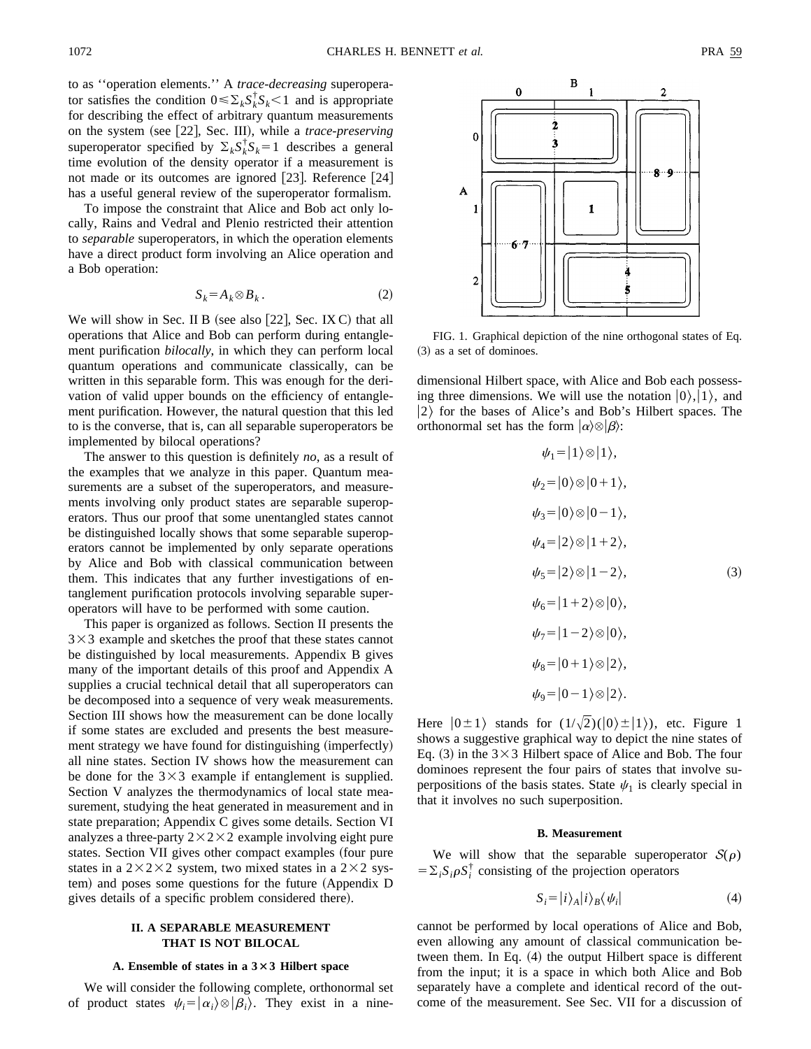to as ''operation elements.'' A *trace-decreasing* superoperator satisfies the condition $0 \leq \sum_k S_k^\dagger S_k < 1$ and is appropriate for describing the effect of arbitrary quantum measurements on the system (see [22], Sec. III), while a *trace-preserving* superoperator specified by $\sum_k S_k^\dagger S_k = 1$ describes a general time evolution of the density operator if a measurement is not made or its outcomes are ignored [23]. Reference [24] has a useful general review of the superoperator formalism.

To impose the constraint that Alice and Bob act only locally, Rains and Vedral and Plenio restricted their attention to *separable* superoperators, in which the operation elements have a direct product form involving an Alice operation and a Bob operation:

$$S_k = A_k \otimes B_k. \tag{2}$$

We will show in Sec. II B (see also [22], Sec. IX C) that all operations that Alice and Bob can perform during entanglement purification *bilocally*, in which they can perform local quantum operations and communicate classically, can be written in this separable form. This was enough for the derivation of valid upper bounds on the efficiency of entanglement purification. However, the natural question that this led to is the converse, that is, can all separable superoperators be implemented by bilocal operations?

The answer to this question is definitely *no*, as a result of the examples that we analyze in this paper. Quantum measurements are a subset of the superoperators, and measurements involving only product states are separable superoperators. Thus our proof that some unentangled states cannot be distinguished locally shows that some separable superoperators cannot be implemented by only separate operations by Alice and Bob with classical communication between them. This indicates that any further investigations of entanglement purification protocols involving separable superoperators will have to be performed with some caution.

This paper is organized as follows. Section II presents the $3\times 3$ example and sketches the proof that these states cannot be distinguished by local measurements. Appendix B gives many of the important details of this proof and Appendix A supplies a crucial technical detail that all superoperators can be decomposed into a sequence of very weak measurements. Section III shows how the measurement can be done locally if some states are excluded and presents the best measurement strategy we have found for distinguishing (imperfectly) all nine states. Section IV shows how the measurement can be done for the $3\times 3$ example if entanglement is supplied. Section V analyzes the thermodynamics of local state measurement, studying the heat generated in measurement and in state preparation; Appendix C gives some details. Section VI analyzes a three-party $2\times 2\times 2$ example involving eight pure states. Section VII gives other compact examples (four pure states in a $2\times 2\times 2$ system, two mixed states in a $2\times 2$ system) and poses some questions for the future (Appendix D gives details of a specific problem considered there).

## II. A SEPARABLE MEASUREMENT THAT IS NOT BILOCAL

### A. Ensemble of states in a 3×3 Hilbert space

We will consider the following complete, orthonormal set of product states $\psi_i = |\alpha_i\rangle \otimes |\beta_i\rangle$. They exist in a nine-dimensional Hilbert space, with Alice and Bob each possessing three dimensions. We will use the notation $|0\rangle, |1\rangle$, and $|2\rangle$ for the bases of Alice's and Bob's Hilbert spaces. The orthonormal set has the form $|\alpha\rangle \otimes |\beta\rangle$:

$$\begin{aligned}
\psi_1 &= |1\rangle \otimes |1\rangle,\\
\psi_2 &= |0\rangle \otimes |0+1\rangle,\\
\psi_3 &= |0\rangle \otimes |0-1\rangle,\\
\psi_4 &= |2\rangle \otimes |1+2\rangle,\\
\psi_5 &= |2\rangle \otimes |1-2\rangle,\\
\psi_6 &= |1+2\rangle \otimes |0\rangle,\\
\psi_7 &= |1-2\rangle \otimes |0\rangle,\\
\psi_8 &= |0+1\rangle \otimes |2\rangle,\\
\psi_9 &= |0-1\rangle \otimes |2\rangle.
\end{aligned} \tag{3}$$

Here $|0\pm 1\rangle$ stands for $(1/\sqrt{2})(|0\rangle \pm |1\rangle)$, etc. Figure 1 shows a suggestive graphical way to depict the nine states of Eq. (3) in the $3\times 3$ Hilbert space of Alice and Bob. The four dominoes represent the four pairs of states that involve superpositions of the basis states. State $\psi_1$ is clearly special in that it involves no such superposition.

FIG. 1. Graphical depiction of the nine orthogonal states of Eq. (3) as a set of dominoes.

### B. Measurement

We will show that the separable superoperator $\mathcal{S}(\rho) = \sum_i S_i \rho S_i^\dagger$ consisting of the projection operators

$$S_i = |i\rangle_A |i\rangle_B \langle \psi_i| \tag{4}$$

cannot be performed by local operations of Alice and Bob, even allowing any amount of classical communication between them. In Eq. (4) the output Hilbert space is different from the input; it is a space in which both Alice and Bob separately have a complete and identical record of the outcome of the measurement. See Sec. VII for a discussion of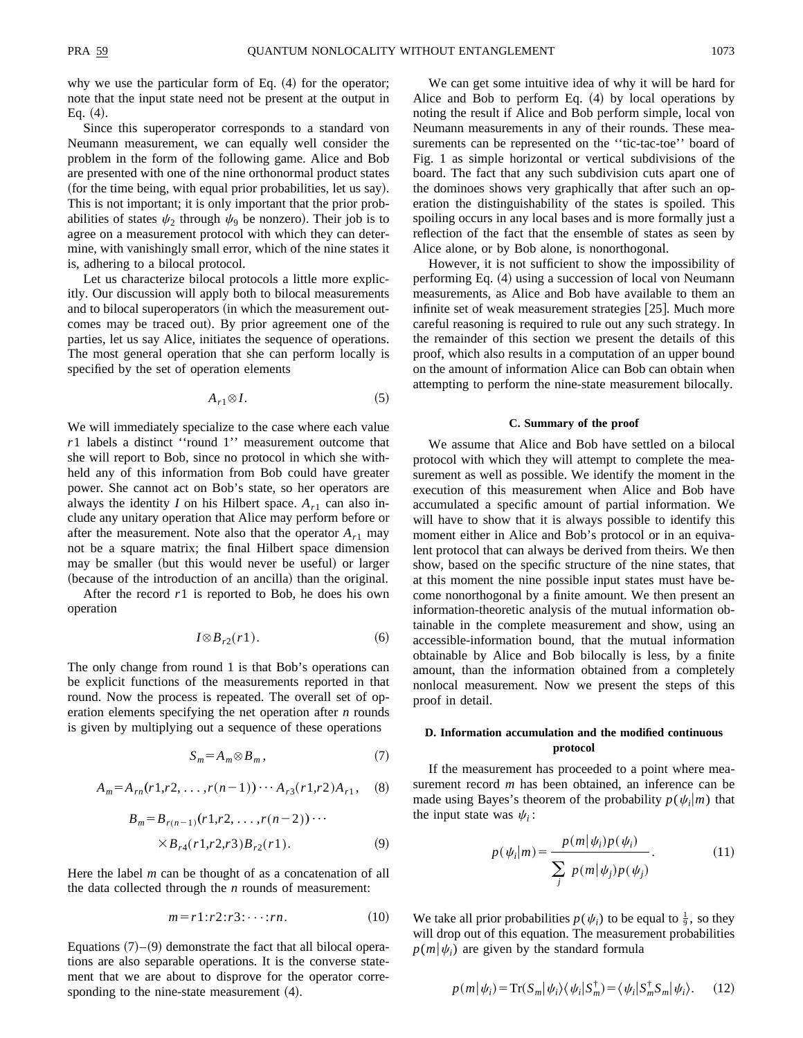why we use the particular form of Eq. (4) for the operator; note that the input state need not be present at the output in Eq. (4).

Since this superoperator corresponds to a standard von Neumann measurement, we can equally well consider the problem in the form of the following game. Alice and Bob are presented with one of the nine orthonormal product states (for the time being, with equal prior probabilities, let us say). This is not important; it is only important that the prior probabilities of states $\psi_2$ through $\psi_9$ be nonzero). Their job is to agree on a measurement protocol with which they can determine, with vanishingly small error, which of the nine states it is, adhering to a bilocal protocol.

Let us characterize bilocal protocols a little more explicitly. Our discussion will apply both to bilocal measurements and to bilocal superoperators (in which the measurement outcomes may be traced out). By prior agreement one of the parties, let us say Alice, initiates the sequence of operations. The most general operation that she can perform locally is specified by the set of operation elements

$$A_{r1} \otimes I. \tag{5}$$

We will immediately specialize to the case where each value $r1$ labels a distinct "round 1" measurement outcome that she will report to Bob, since no protocol in which she withheld any of this information from Bob could have greater power. She cannot act on Bob's state, so her operators are always the identity $I$ on his Hilbert space. $A_{r1}$ can also include any unitary operation that Alice may perform before or after the measurement. Note also that the operator $A_{r1}$ may not be a square matrix; the final Hilbert space dimension may be smaller (but this would never be useful) or larger (because of the introduction of an ancilla) than the original.

After the record $r1$ is reported to Bob, he does his own operation

$$I \otimes B_{r2}(r1). \tag{6}$$

The only change from round 1 is that Bob's operations can be explicit functions of the measurements reported in that round. Now the process is repeated. The overall set of operation elements specifying the net operation after $n$ rounds is given by multiplying out a sequence of these operations

$$S_m = A_m \otimes B_m, \tag{7}$$

$$A_m = A_{rn}(r1,r2,\ldots,r(n-1)) \cdots A_{r3}(r1,r2)A_{r1}, \tag{8}$$

$$B_m = B_{r(n-1)}(r1,r2,\ldots,r(n-2)) \cdots \times B_{r4}(r1,r2,r3)B_{r2}(r1). \tag{9}$$

Here the label $m$ can be thought of as a concatenation of all the data collected through the $n$ rounds of measurement:

$$m = r1:r2:r3:\cdots:rn. \tag{10}$$

Equations (7)–(9) demonstrate the fact that all bilocal operations are also separable operations. It is the converse statement that we are about to disprove for the operator corresponding to the nine-state measurement (4).

We can get some intuitive idea of why it will be hard for Alice and Bob to perform Eq. (4) by local operations by noting the result if Alice and Bob perform simple, local von Neumann measurements in any of their rounds. These measurements can be represented on the "tic-tac-toe" board of Fig. 1 as simple horizontal or vertical subdivisions of the board. The fact that any such subdivision cuts apart one of the dominoes shows very graphically that after such an operation the distinguishability of the states is spoiled. This spoiling occurs in any local bases and is more formally just a reflection of the fact that the ensemble of states as seen by Alice alone, or by Bob alone, is nonorthogonal.

However, it is not sufficient to show the impossibility of performing Eq. (4) using a succession of local von Neumann measurements, as Alice and Bob have available to them an infinite set of weak measurement strategies [25]. Much more careful reasoning is required to rule out any such strategy. In the remainder of this section we present the details of this proof, which also results in a computation of an upper bound on the amount of information Alice can Bob can obtain when attempting to perform the nine-state measurement bilocally.

### C. Summary of the proof

We assume that Alice and Bob have settled on a bilocal protocol with which they will attempt to complete the measurement as well as possible. We identify the moment in the execution of this measurement when Alice and Bob have accumulated a specific amount of partial information. We will have to show that it is always possible to identify this moment either in Alice and Bob's protocol or in an equivalent protocol that can always be derived from theirs. We then show, based on the specific structure of the nine states, that at this moment the nine possible input states must have become nonorthogonal by a finite amount. We then present an information-theoretic analysis of the mutual information obtainable in the complete measurement and show, using an accessible-information bound, that the mutual information obtainable by Alice and Bob bilocally is less, by a finite amount, than the information obtained from a completely nonlocal measurement. Now we present the steps of this proof in detail.

### D. Information accumulation and the modified continuous protocol

If the measurement has proceeded to a point where measurement record $m$ has been obtained, an inference can be made using Bayes's theorem of the probability $p(\psi_i|m)$ that the input state was $\psi_i$:

$$p(\psi_i|m) = \frac{p(m|\psi_i)p(\psi_i)}{\sum_j p(m|\psi_j)p(\psi_j)}. \tag{11}$$

We take all prior probabilities $p(\psi_i)$ to be equal to $\frac{1}{9}$, so they will drop out of this equation. The measurement probabilities $p(m|\psi_i)$ are given by the standard formula

$$p(m|\psi_i) = \mathrm{Tr}(S_m|\psi_i\rangle\langle\psi_i|S_m^\dagger) = \langle\psi_i|S_m^\dagger S_m|\psi_i\rangle. \tag{12}$$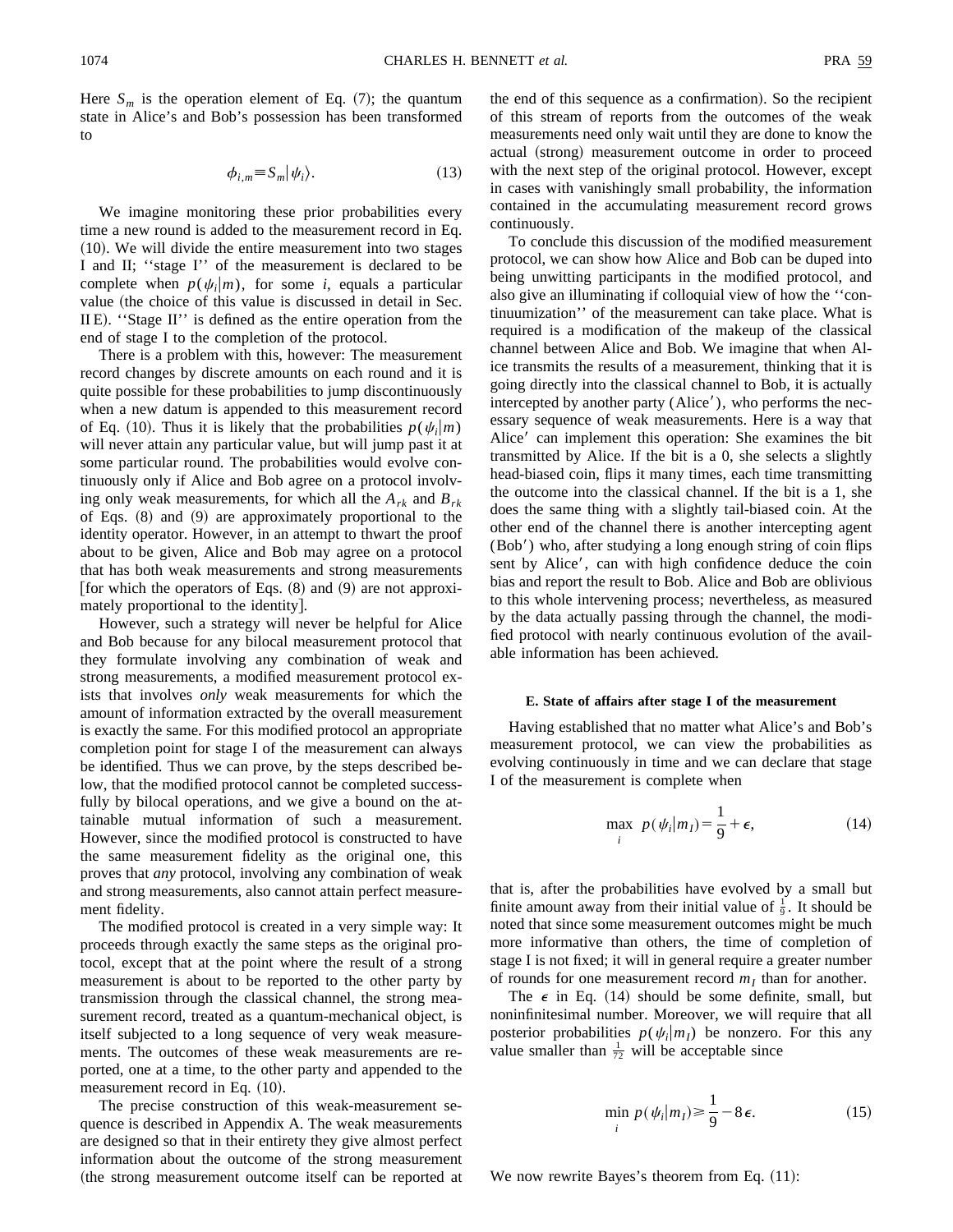Here $S_m$ is the operation element of Eq. (7); the quantum state in Alice's and Bob's possession has been transformed to

$$\phi_{i,m} \equiv S_m |\psi_i\rangle. \tag{13}$$

We imagine monitoring these prior probabilities every time a new round is added to the measurement record in Eq. (10). We will divide the entire measurement into two stages I and II; "stage I" of the measurement is declared to be complete when $p(\psi_i|m)$, for some $i$, equals a particular value (the choice of this value is discussed in detail in Sec. II E). "Stage II" is defined as the entire operation from the end of stage I to the completion of the protocol.

There is a problem with this, however: The measurement record changes by discrete amounts on each round and it is quite possible for these probabilities to jump discontinuously when a new datum is appended to this measurement record of Eq. (10). Thus it is likely that the probabilities $p(\psi_i|m)$ will never attain any particular value, but will jump past it at some particular round. The probabilities would evolve continuously only if Alice and Bob agree on a protocol involving only weak measurements, for which all the $A_{rk}$ and $B_{rk}$ of Eqs. (8) and (9) are approximately proportional to the identity operator. However, in an attempt to thwart the proof about to be given, Alice and Bob may agree on a protocol that has both weak measurements and strong measurements [for which the operators of Eqs. (8) and (9) are not approximately proportional to the identity].

However, such a strategy will never be helpful for Alice and Bob because for any bilocal measurement protocol that they formulate involving any combination of weak and strong measurements, a modified measurement protocol exists that involves *only* weak measurements for which the amount of information extracted by the overall measurement is exactly the same. For this modified protocol an appropriate completion point for stage I of the measurement can always be identified. Thus we can prove, by the steps described below, that the modified protocol cannot be completed successfully by bilocal operations, and we give a bound on the attainable mutual information of such a measurement. However, since the modified protocol is constructed to have the same measurement fidelity as the original one, this proves that *any* protocol, involving any combination of weak and strong measurements, also cannot attain perfect measurement fidelity.

The modified protocol is created in a very simple way: It proceeds through exactly the same steps as the original protocol, except that at the point where the result of a strong measurement is about to be reported to the other party by transmission through the classical channel, the strong measurement record, treated as a quantum-mechanical object, is itself subjected to a long sequence of very weak measurements. The outcomes of these weak measurements are reported, one at a time, to the other party and appended to the measurement record in Eq. (10).

The precise construction of this weak-measurement sequence is described in Appendix A. The weak measurements are designed so that in their entirety they give almost perfect information about the outcome of the strong measurement (the strong measurement outcome itself can be reported at the end of this sequence as a confirmation). So the recipient of this stream of reports from the outcomes of the weak measurements need only wait until they are done to know the actual (strong) measurement outcome in order to proceed with the next step of the original protocol. However, except in cases with vanishingly small probability, the information contained in the accumulating measurement record grows continuously.

To conclude this discussion of the modified measurement protocol, we can show how Alice and Bob can be duped into being unwitting participants in the modified protocol, and also give an illuminating if colloquial view of how the "continuumization" of the measurement can take place. What is required is a modification of the makeup of the classical channel between Alice and Bob. We imagine that when Alice transmits the results of a measurement, thinking that it is going directly into the classical channel to Bob, it is actually intercepted by another party (Alice′), who performs the necessary sequence of weak measurements. Here is a way that Alice′ can implement this operation: She examines the bit transmitted by Alice. If the bit is a 0, she selects a slightly head-biased coin, flips it many times, each time transmitting the outcome into the classical channel. If the bit is a 1, she does the same thing with a slightly tail-biased coin. At the other end of the channel there is another intercepting agent (Bob′) who, after studying a long enough string of coin flips sent by Alice′, can with high confidence deduce the coin bias and report the result to Bob. Alice and Bob are oblivious to this whole intervening process; nevertheless, as measured by the data actually passing through the channel, the modified protocol with nearly continuous evolution of the available information has been achieved.

### E. State of affairs after stage I of the measurement

Having established that no matter what Alice's and Bob's measurement protocol, we can view the probabilities as evolving continuously in time and we can declare that stage I of the measurement is complete when

$$\max_i \; p(\psi_i|m_I) = \frac{1}{9} + \epsilon, \tag{14}$$

that is, after the probabilities have evolved by a small but finite amount away from their initial value of $\frac{1}{9}$. It should be noted that since some measurement outcomes might be much more informative than others, the time of completion of stage I is not fixed; it will in general require a greater number of rounds for one measurement record $m_I$ than for another.

The $\epsilon$ in Eq. (14) should be some definite, small, but noninfinitesimal number. Moreover, we will require that all posterior probabilities $p(\psi_i|m_I)$ be nonzero. For this any value smaller than $\frac{1}{72}$ will be acceptable since

$$\min_i \; p(\psi_i|m_I) \geq \frac{1}{9} - 8\epsilon. \tag{15}$$

We now rewrite Bayes's theorem from Eq. (11):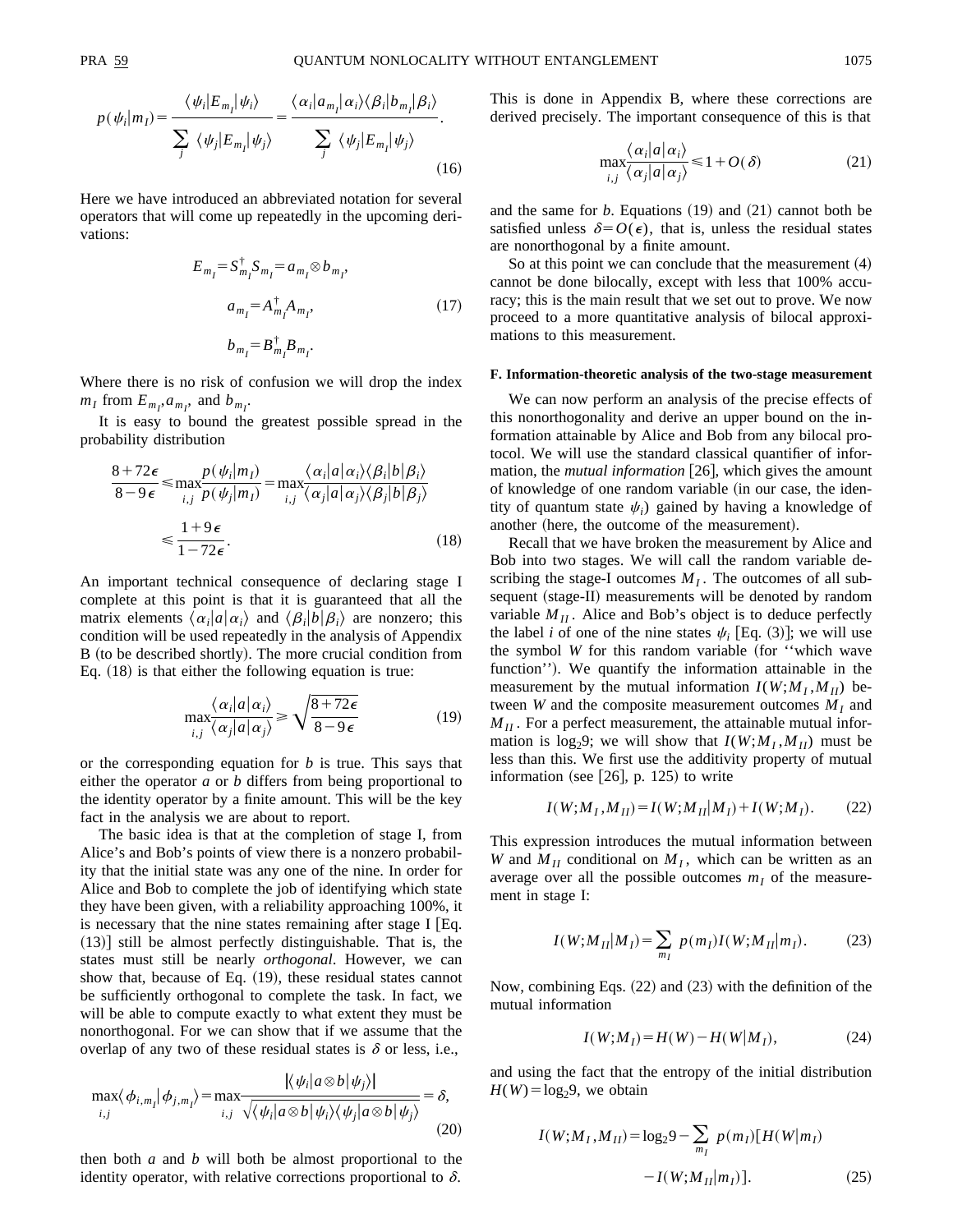$$p(\psi_i|m_I) = \frac{\langle \psi_i|E_{m_I}|\psi_i\rangle}{\sum_j \langle \psi_j|E_{m_I}|\psi_j\rangle} = \frac{\langle \alpha_i|a_{m_I}|\alpha_i\rangle\langle \beta_i|b_{m_I}|\beta_i\rangle}{\sum_j \langle \psi_j|E_{m_I}|\psi_j\rangle}. \tag{16}$$

Here we have introduced an abbreviated notation for several operators that will come up repeatedly in the upcoming derivations:

$$E_{m_I} = S^\dagger_{m_I} S_{m_I} = a_{m_I} \otimes b_{m_I},$$

$$a_{m_I} = A^\dagger_{m_I} A_{m_I}, \tag{17}$$

$$b_{m_I} = B^\dagger_{m_I} B_{m_I}.$$

Where there is no risk of confusion we will drop the index $m_I$ from $E_{m_I}, a_{m_I}$, and $b_{m_I}$.

It is easy to bound the greatest possible spread in the probability distribution

$$\frac{8+72\epsilon}{8-9\epsilon} \leq \max_{i,j} \frac{p(\psi_i|m_I)}{p(\psi_j|m_I)} = \max_{i,j} \frac{\langle \alpha_i|a|\alpha_i\rangle\langle \beta_i|b|\beta_i\rangle}{\langle \alpha_j|a|\alpha_j\rangle\langle \beta_j|b|\beta_j\rangle}$$

$$\leq \frac{1+9\epsilon}{1-72\epsilon}. \tag{18}$$

An important technical consequence of declaring stage I complete at this point is that it is guaranteed that all the matrix elements $\langle \alpha_i|a|\alpha_i\rangle$ and $\langle \beta_i|b|\beta_i\rangle$ are nonzero; this condition will be used repeatedly in the analysis of Appendix B (to be described shortly). The more crucial condition from Eq. (18) is that either the following equation is true:

$$\max_{i,j} \frac{\langle \alpha_i|a|\alpha_i\rangle}{\langle \alpha_j|a|\alpha_j\rangle} \geq \sqrt{\frac{8+72\epsilon}{8-9\epsilon}} \tag{19}$$

or the corresponding equation for $b$ is true. This says that either the operator $a$ or $b$ differs from being proportional to the identity operator by a finite amount. This will be the key fact in the analysis we are about to report.

The basic idea is that at the completion of stage I, from Alice's and Bob's points of view there is a nonzero probability that the initial state was any one of the nine. In order for Alice and Bob to complete the job of identifying which state they have been given, with a reliability approaching 100%, it is necessary that the nine states remaining after stage I [Eq. (13)] still be almost perfectly distinguishable. That is, the states must still be nearly *orthogonal*. However, we can show that, because of Eq. (19), these residual states cannot be sufficiently orthogonal to complete the task. In fact, we will be able to compute exactly to what extent they must be nonorthogonal. For we can show that if we assume that the overlap of any two of these residual states is $\delta$ or less, i.e.,

$$\max_{i,j} \langle \phi_{i,m_I}|\phi_{j,m_I}\rangle = \max_{i,j} \frac{|\langle \psi_i|a\otimes b|\psi_j\rangle|}{\sqrt{\langle \psi_i|a\otimes b|\psi_i\rangle\langle \psi_j|a\otimes b|\psi_j\rangle}} = \delta, \tag{20}$$

then both $a$ and $b$ will both be almost proportional to the identity operator, with relative corrections proportional to $\delta$. This is done in Appendix B, where these corrections are derived precisely. The important consequence of this is that

$$\max_{i,j} \frac{\langle \alpha_i|a|\alpha_i\rangle}{\langle \alpha_j|a|\alpha_j\rangle} \leq 1 + O(\delta) \tag{21}$$

and the same for $b$. Equations (19) and (21) cannot both be satisfied unless $\delta = O(\epsilon)$, that is, unless the residual states are nonorthogonal by a finite amount.

So at this point we can conclude that the measurement (4) cannot be done bilocally, except with less that 100% accuracy; this is the main result that we set out to prove. We now proceed to a more quantitative analysis of bilocal approximations to this measurement.

### F. Information-theoretic analysis of the two-stage measurement

We can now perform an analysis of the precise effects of this nonorthogonality and derive an upper bound on the information attainable by Alice and Bob from any bilocal protocol. We will use the standard classical quantifier of information, the *mutual information* [26], which gives the amount of knowledge of one random variable (in our case, the identity of quantum state $\psi_i$) gained by having a knowledge of another (here, the outcome of the measurement).

Recall that we have broken the measurement by Alice and Bob into two stages. We will call the random variable describing the stage-I outcomes $M_I$. The outcomes of all subsequent (stage-II) measurements will be denoted by random variable $M_{II}$. Alice and Bob's object is to deduce perfectly the label $i$ of one of the nine states $\psi_i$ [Eq. (3)]; we will use the symbol $W$ for this random variable (for "which wave function"). We quantify the information attainable in the measurement by the mutual information $I(W;M_I,M_{II})$ between $W$ and the composite measurement outcomes $M_I$ and $M_{II}$. For a perfect measurement, the attainable mutual information is $\log_2 9$; we will show that $I(W;M_I,M_{II})$ must be less than this. We first use the additivity property of mutual information (see [26], p. 125) to write

$$I(W;M_I,M_{II}) = I(W;M_{II}|M_I) + I(W;M_I). \tag{22}$$

This expression introduces the mutual information between $W$ and $M_{II}$ conditional on $M_I$, which can be written as an average over all the possible outcomes $m_I$ of the measurement in stage I:

$$I(W;M_{II}|M_I) = \sum_{m_I} p(m_I) I(W;M_{II}|m_I). \tag{23}$$

Now, combining Eqs. (22) and (23) with the definition of the mutual information

$$I(W;M_I) = H(W) - H(W|M_I), \tag{24}$$

and using the fact that the entropy of the initial distribution $H(W) = \log_2 9$, we obtain

$$I(W;M_I,M_{II}) = \log_2 9 - \sum_{m_I} p(m_I)[H(W|m_I) - I(W;M_{II}|m_I)]. \tag{25}$$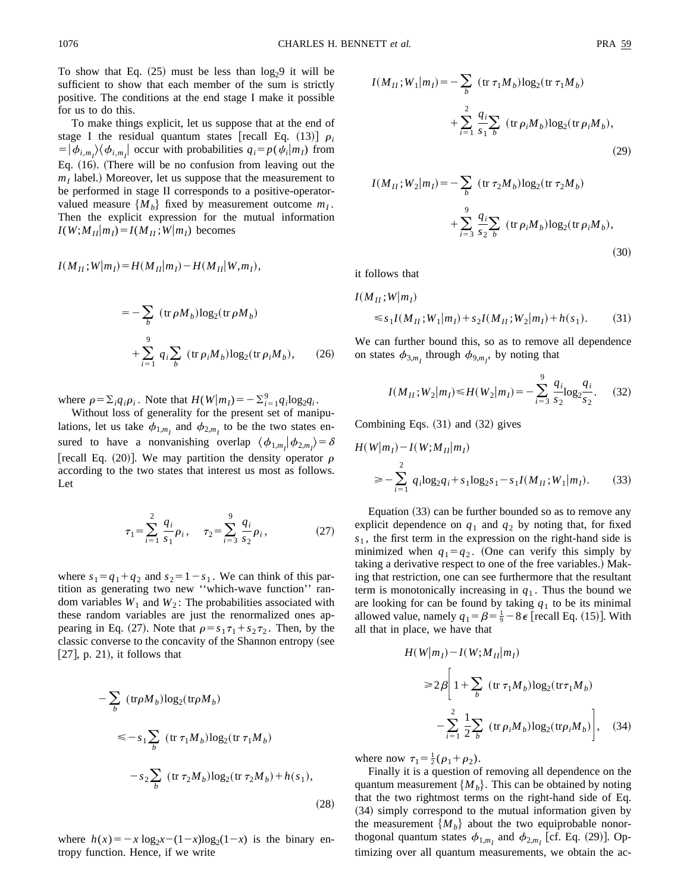To show that Eq. (25) must be less than $\log_2 9$ it will be sufficient to show that each member of the sum is strictly positive. The conditions at the end stage I make it possible for us to do this.

To make things explicit, let us suppose that at the end of stage I the residual quantum states [recall Eq. (13)] $\rho_i = |\phi_{i,m_I}\rangle\langle\phi_{i,m_I}|$ occur with probabilities $q_i = p(\psi_i|m_I)$ from Eq. (16). (There will be no confusion from leaving out the $m_I$ label.) Moreover, let us suppose that the measurement to be performed in stage II corresponds to a positive-operator-valued measure $\{M_b\}$ fixed by measurement outcome $m_I$. Then the explicit expression for the mutual information $I(W;M_{II}|m_I) = I(M_{II};W|m_I)$ becomes

$$I(M_{II};W|m_I) = H(M_{II}|m_I) - H(M_{II}|W,m_I),$$

$$= -\sum_b (\operatorname{tr} \rho M_b)\log_2(\operatorname{tr} \rho M_b) + \sum_{i=1}^{9} q_i \sum_b (\operatorname{tr} \rho_i M_b)\log_2(\operatorname{tr} \rho_i M_b), \qquad (26)$$

where $\rho = \sum_i q_i \rho_i$. Note that $H(W|m_I) = -\sum_{i=1}^{9} q_i \log_2 q_i$.

Without loss of generality for the present set of manipulations, let us take $\phi_{1,m_I}$ and $\phi_{2,m_I}$ to be the two states ensured to have a nonvanishing overlap $\langle\phi_{1,m_I}|\phi_{2,m_I}\rangle = \delta$ [recall Eq. (20)]. We may partition the density operator $\rho$ according to the two states that interest us most as follows. Let

$$\tau_1 = \sum_{i=1}^{2} \frac{q_i}{s_1}\rho_i, \quad \tau_2 = \sum_{i=3}^{9} \frac{q_i}{s_2}\rho_i, \qquad (27)$$

where $s_1 = q_1 + q_2$ and $s_2 = 1 - s_1$. We can think of this partition as generating two new "which-wave function" random variables $W_1$ and $W_2$: The probabilities associated with these random variables are just the renormalized ones appearing in Eq. (27). Note that $\rho = s_1\tau_1 + s_2\tau_2$. Then, by the classic converse to the concavity of the Shannon entropy (see [27], p. 21), it follows that

$$-\sum_b (\operatorname{tr}\rho M_b)\log_2(\operatorname{tr}\rho M_b)$$
$$\leqslant -s_1 \sum_b (\operatorname{tr} \tau_1 M_b)\log_2(\operatorname{tr} \tau_1 M_b) - s_2 \sum_b (\operatorname{tr} \tau_2 M_b)\log_2(\operatorname{tr} \tau_2 M_b) + h(s_1), \qquad (28)$$

where $h(x) = -x\log_2 x - (1-x)\log_2(1-x)$ is the binary entropy function. Hence, if we write

$$I(M_{II};W_1|m_I) = -\sum_b (\operatorname{tr} \tau_1 M_b)\log_2(\operatorname{tr} \tau_1 M_b) + \sum_{i=1}^{2} \frac{q_i}{s_1} \sum_b (\operatorname{tr} \rho_i M_b)\log_2(\operatorname{tr} \rho_i M_b), \qquad (29)$$

$$I(M_{II};W_2|m_I) = -\sum_b (\operatorname{tr} \tau_2 M_b)\log_2(\operatorname{tr} \tau_2 M_b) + \sum_{i=3}^{9} \frac{q_i}{s_2} \sum_b (\operatorname{tr} \rho_i M_b)\log_2(\operatorname{tr} \rho_i M_b), \qquad (30)$$

it follows that

$$I(M_{II};W|m_I) \leqslant s_1 I(M_{II};W_1|m_I) + s_2 I(M_{II};W_2|m_I) + h(s_1). \qquad (31)$$

We can further bound this, so as to remove all dependence on states $\phi_{3,m_I}$ through $\phi_{9,m_I}$, by noting that

$$I(M_{II};W_2|m_I) \leqslant H(W_2|m_I) = -\sum_{i=3}^{9} \frac{q_i}{s_2}\log_2\frac{q_i}{s_2}. \qquad (32)$$

Combining Eqs. (31) and (32) gives

$$H(W|m_I) - I(W;M_{II}|m_I) \geqslant -\sum_{i=1}^{2} q_i \log_2 q_i + s_1\log_2 s_1 - s_1 I(M_{II};W_1|m_I). \qquad (33)$$

Equation (33) can be further bounded so as to remove any explicit dependence on $q_1$ and $q_2$ by noting that, for fixed $s_1$, the first term in the expression on the right-hand side is minimized when $q_1 = q_2$. (One can verify this simply by taking a derivative respect to one of the free variables.) Making that restriction, one can see furthermore that the resultant term is monotonically increasing in $q_1$. Thus the bound we are looking for can be found by taking $q_1$ to be its minimal allowed value, namely $q_1 = \beta = \frac{1}{9} - 8\epsilon$ [recall Eq. (15)]. With all that in place, we have that

$$H(W|m_I) - I(W;M_{II}|m_I) \geqslant 2\beta\left[1 + \sum_b (\operatorname{tr} \tau_1 M_b)\log_2(\operatorname{tr}\tau_1 M_b) - \sum_{i=1}^{2} \frac{1}{2}\sum_b (\operatorname{tr} \rho_i M_b)\log_2(\operatorname{tr}\rho_i M_b)\right], \qquad (34)$$

where now $\tau_1 = \frac{1}{2}(\rho_1 + \rho_2)$.

Finally it is a question of removing all dependence on the quantum measurement $\{M_b\}$. This can be obtained by noting that the two rightmost terms on the right-hand side of Eq. (34) simply correspond to the mutual information given by the measurement $\{M_b\}$ about the two equiprobable nonorthogonal quantum states $\phi_{1,m_I}$ and $\phi_{2,m_I}$ [cf. Eq. (29)]. Optimizing over all quantum measurements, we obtain the ac-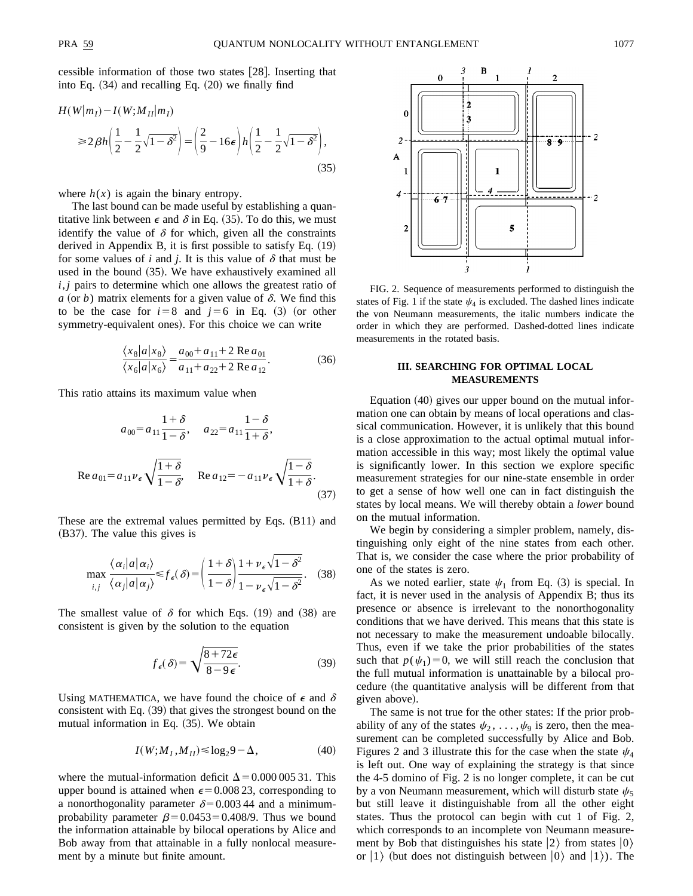cessible information of those two states [28]. Inserting that into Eq. (34) and recalling Eq. (20) we finally find

$$H(W|m_I) - I(W;M_{II}|m_I) \geq 2\beta h\left(\frac{1}{2} - \frac{1}{2}\sqrt{1-\delta^2}\right) = \left(\frac{2}{9} - 16\epsilon\right) h\left(\frac{1}{2} - \frac{1}{2}\sqrt{1-\delta^2}\right), \tag{35}$$

where $h(x)$ is again the binary entropy.

The last bound can be made useful by establishing a quantitative link between $\epsilon$ and $\delta$ in Eq. (35). To do this, we must identify the value of $\delta$ for which, given all the constraints derived in Appendix B, it is first possible to satisfy Eq. (19) for some values of $i$ and $j$. It is this value of $\delta$ that must be used in the bound (35). We have exhaustively examined all $i,j$ pairs to determine which one allows the greatest ratio of $a$ (or $b$) matrix elements for a given value of $\delta$. We find this to be the case for $i=8$ and $j=6$ in Eq. (3) (or other symmetry-equivalent ones). For this choice we can write

$$\frac{\langle x_8|a|x_8\rangle}{\langle x_6|a|x_6\rangle} = \frac{a_{00}+a_{11}+2\,\mathrm{Re}\,a_{01}}{a_{11}+a_{22}+2\,\mathrm{Re}\,a_{12}}. \tag{36}$$

This ratio attains its maximum value when

$$a_{00} = a_{11}\frac{1+\delta}{1-\delta}, \quad a_{22} = a_{11}\frac{1-\delta}{1+\delta},$$

$$\mathrm{Re}\,a_{01} = a_{11}\nu_\epsilon\sqrt{\frac{1+\delta}{1-\delta}}, \quad \mathrm{Re}\,a_{12} = -a_{11}\nu_\epsilon\sqrt{\frac{1-\delta}{1+\delta}}. \tag{37}$$

These are the extremal values permitted by Eqs. (B11) and (B37). The value this gives is

$$\max_{i,j} \frac{\langle \alpha_i|a|\alpha_i\rangle}{\langle \alpha_j|a|\alpha_j\rangle} \leq f_\epsilon(\delta) = \left(\frac{1+\delta}{1-\delta}\right)\frac{1+\nu_\epsilon\sqrt{1-\delta^2}}{1-\nu_\epsilon\sqrt{1-\delta^2}}. \tag{38}$$

The smallest value of $\delta$ for which Eqs. (19) and (38) are consistent is given by the solution to the equation

$$f_\epsilon(\delta) = \sqrt{\frac{8+72\epsilon}{8-9\epsilon}}. \tag{39}$$

Using MATHEMATICA, we have found the choice of $\epsilon$ and $\delta$ consistent with Eq. (39) that gives the strongest bound on the mutual information in Eq. (35). We obtain

$$I(W;M_I,M_{II}) \leq \log_2 9 - \Delta, \tag{40}$$

where the mutual-information deficit $\Delta = 0.000\,005\,31$. This upper bound is attained when $\epsilon = 0.008\,23$, corresponding to a nonorthogonality parameter $\delta = 0.003\,44$ and a minimum-probability parameter $\beta = 0.0453 = 0.408/9$. Thus we bound the information attainable by bilocal operations by Alice and Bob away from that attainable in a fully nonlocal measurement by a minute but finite amount.

FIG. 2. Sequence of measurements performed to distinguish the states of Fig. 1 if the state $\psi_4$ is excluded. The dashed lines indicate the von Neumann measurements, the italic numbers indicate the order in which they are performed. Dashed-dotted lines indicate measurements in the rotated basis.

## III. SEARCHING FOR OPTIMAL LOCAL MEASUREMENTS

Equation (40) gives our upper bound on the mutual information one can obtain by means of local operations and classical communication. However, it is unlikely that this bound is a close approximation to the actual optimal mutual information accessible in this way; most likely the optimal value is significantly lower. In this section we explore specific measurement strategies for our nine-state ensemble in order to get a sense of how well one can in fact distinguish the states by local means. We will thereby obtain a *lower* bound on the mutual information.

We begin by considering a simpler problem, namely, distinguishing only eight of the nine states from each other. That is, we consider the case where the prior probability of one of the states is zero.

As we noted earlier, state $\psi_1$ from Eq. (3) is special. In fact, it is never used in the analysis of Appendix B; thus its presence or absence is irrelevant to the nonorthogonality conditions that we have derived. This means that this state is not necessary to make the measurement undoable bilocally. Thus, even if we take the prior probabilities of the states such that $p(\psi_1)=0$, we will still reach the conclusion that the full mutual information is unattainable by a bilocal procedure (the quantitative analysis will be different from that given above).

The same is not true for the other states: If the prior probability of any of the states $\psi_2, \ldots, \psi_9$ is zero, then the measurement can be completed successfully by Alice and Bob. Figures 2 and 3 illustrate this for the case when the state $\psi_4$ is left out. One way of explaining the strategy is that since the 4-5 domino of Fig. 2 is no longer complete, it can be cut by a von Neumann measurement, which will disturb state $\psi_5$ but still leave it distinguishable from all the other eight states. Thus the protocol can begin with cut 1 of Fig. 2, which corresponds to an incomplete von Neumann measurement by Bob that distinguishes his state $|2\rangle$ from states $|0\rangle$ or $|1\rangle$ (but does not distinguish between $|0\rangle$ and $|1\rangle$). The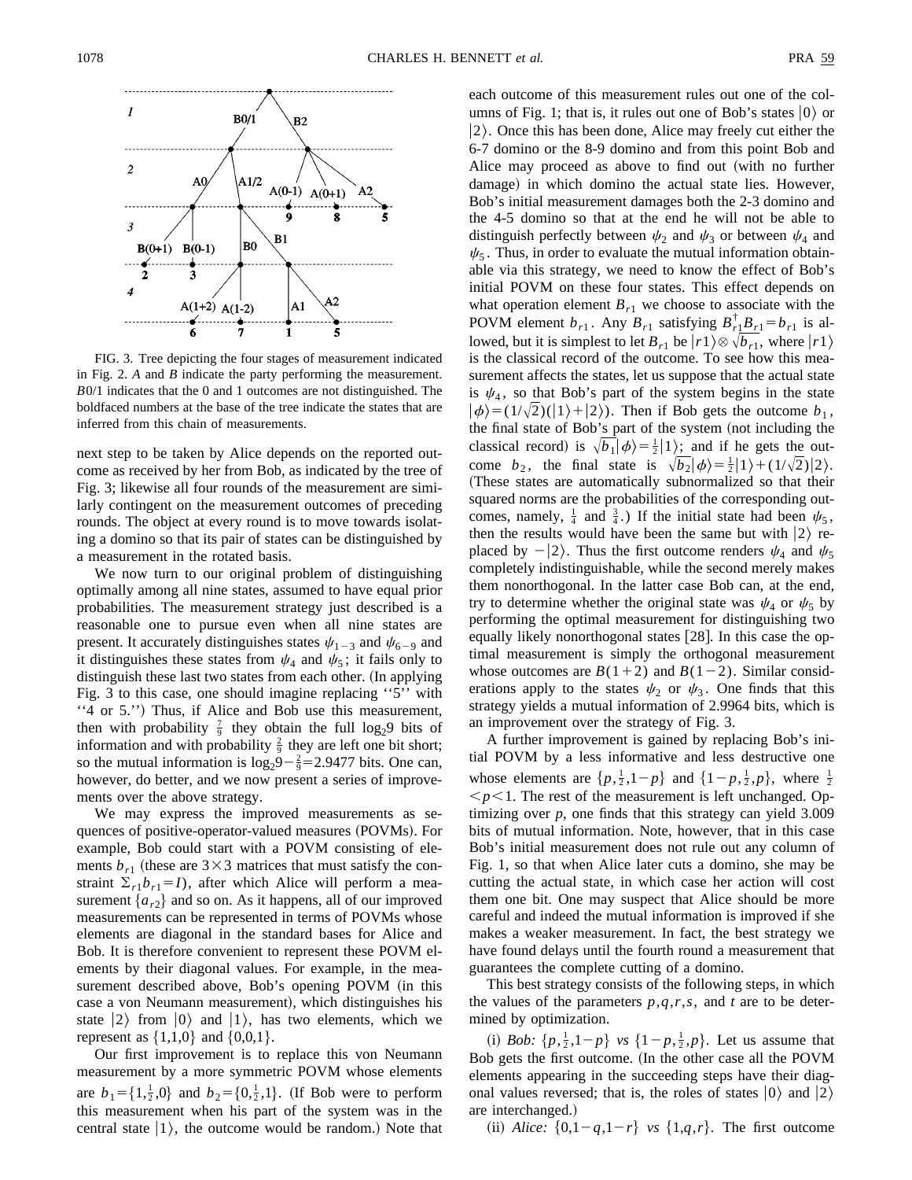FIG. 3. Tree depicting the four stages of measurement indicated in Fig. 2. $A$ and $B$ indicate the party performing the measurement. $B0/1$ indicates that the 0 and 1 outcomes are not distinguished. The boldfaced numbers at the base of the tree indicate the states that are inferred from this chain of measurements.

next step to be taken by Alice depends on the reported outcome as received by her from Bob, as indicated by the tree of Fig. 3; likewise all four rounds of the measurement are similarly contingent on the measurement outcomes of preceding rounds. The object at every round is to move towards isolating a domino so that its pair of states can be distinguished by a measurement in the rotated basis.

We now turn to our original problem of distinguishing optimally among all nine states, assumed to have equal prior probabilities. The measurement strategy just described is a reasonable one to pursue even when all nine states are present. It accurately distinguishes states $\psi_{1-3}$ and $\psi_{6-9}$ and it distinguishes these states from $\psi_4$ and $\psi_5$; it fails only to distinguish these last two states from each other. (In applying Fig. 3 to this case, one should imagine replacing ''5'' with ''4 or 5.'') Thus, if Alice and Bob use this measurement, then with probability $\frac{7}{9}$ they obtain the full $\log_2 9$ bits of information and with probability $\frac{2}{9}$ they are left one bit short; so the mutual information is $\log_2 9-\frac{2}{9}=2.9477$ bits. One can, however, do better, and we now present a series of improvements over the above strategy.

We may express the improved measurements as sequences of positive-operator-valued measures (POVMs). For example, Bob could start with a POVM consisting of elements $b_{r1}$ (these are $3\times 3$ matrices that must satisfy the constraint $\Sigma_r b_{r1}=I$), after which Alice will perform a measurement $\{a_{r2}\}$ and so on. As it happens, all of our improved measurements can be represented in terms of POVMs whose elements are diagonal in the standard bases for Alice and Bob. It is therefore convenient to represent these POVM elements by their diagonal values. For example, in the measurement described above, Bob's opening POVM (in this case a von Neumann measurement), which distinguishes his state $|2\rangle$ from $|0\rangle$ and $|1\rangle$, has two elements, which we represent as $\{1,1,0\}$ and $\{0,0,1\}$.

Our first improvement is to replace this von Neumann measurement by a more symmetric POVM whose elements are $b_1=\{1,\frac{1}{2},0\}$ and $b_2=\{0,\frac{1}{2},1\}$. (If Bob were to perform this measurement when his part of the system was in the central state $|1\rangle$, the outcome would be random.) Note that each outcome of this measurement rules out one of the columns of Fig. 1; that is, it rules out one of Bob's states $|0\rangle$ or $|2\rangle$. Once this has been done, Alice may freely cut either the 6-7 domino or the 8-9 domino and from this point Bob and Alice may proceed as above to find out (with no further damage) in which domino the actual state lies. However, Bob's initial measurement damages both the 2-3 domino and the 4-5 domino so that at the end he will not be able to distinguish perfectly between $\psi_2$ and $\psi_3$ or between $\psi_4$ and $\psi_5$. Thus, in order to evaluate the mutual information obtainable via this strategy, we need to know the effect of Bob's initial POVM on these four states. This effect depends on what operation element $B_{r1}$ we choose to associate with the POVM element $b_{r1}$. Any $B_{r1}$ satisfying $B^\dagger_{r1}B_{r1}=b_{r1}$ is allowed, but it is simplest to let $B_{r1}$ be $|r1\rangle\otimes\sqrt{b_{r1}}$, where $|r1\rangle$ is the classical record of the outcome. To see how this measurement affects the states, let us suppose that the actual state is $\psi_4$, so that Bob's part of the system begins in the state $|\phi\rangle=(1/\sqrt{2})(|1\rangle+|2\rangle)$. Then if Bob gets the outcome $b_1$, the final state of Bob's part of the system (not including the classical record) is $\sqrt{b_1}|\phi\rangle=\frac{1}{2}|1\rangle$; and if he gets the outcome $b_2$, the final state is $\sqrt{b_2}|\phi\rangle=\frac{1}{2}|1\rangle+(1/\sqrt{2})|2\rangle$. (These states are automatically subnormalized so that their squared norms are the probabilities of the corresponding outcomes, namely, $\frac{1}{4}$ and $\frac{3}{4}$.) If the initial state had been $\psi_5$, then the results would have been the same but with $|2\rangle$ replaced by $-|2\rangle$. Thus the first outcome renders $\psi_4$ and $\psi_5$ completely indistinguishable, while the second merely makes them nonorthogonal. In the latter case Bob can, at the end, try to determine whether the original state was $\psi_4$ or $\psi_5$ by performing the optimal measurement for distinguishing two equally likely nonorthogonal states [28]. In this case the optimal measurement is simply the orthogonal measurement whose outcomes are $B(1+2)$ and $B(1-2)$. Similar considerations apply to the states $\psi_2$ or $\psi_3$. One finds that this strategy yields a mutual information of 2.9964 bits, which is an improvement over the strategy of Fig. 3.

A further improvement is gained by replacing Bob's initial POVM by a less informative and less destructive one whose elements are $\{p,\frac{1}{2},1-p\}$ and $\{1-p,\frac{1}{2},p\}$, where $\frac{1}{2}<p<1$. The rest of the measurement is left unchanged. Optimizing over $p$, one finds that this strategy can yield 3.009 bits of mutual information. Note, however, that in this case Bob's initial measurement does not rule out any column of Fig. 1, so that when Alice later cuts a domino, she may be cutting the actual state, in which case her action will cost them one bit. One may suspect that Alice should be more careful and indeed the mutual information is improved if she makes a weaker measurement. In fact, the best strategy we have found delays until the fourth round a measurement that guarantees the complete cutting of a domino.

This best strategy consists of the following steps, in which the values of the parameters $p,q,r,s,$ and $t$ are to be determined by optimization.

(i) *Bob:* $\{p,\frac{1}{2},1-p\}$ *vs* $\{1-p,\frac{1}{2},p\}$. Let us assume that Bob gets the first outcome. (In the other case all the POVM elements appearing in the succeeding steps have their diagonal values reversed; that is, the roles of states $|0\rangle$ and $|2\rangle$ are interchanged.)

(ii) *Alice:* $\{0,1-q,1-r\}$ *vs* $\{1,q,r\}$. The first outcome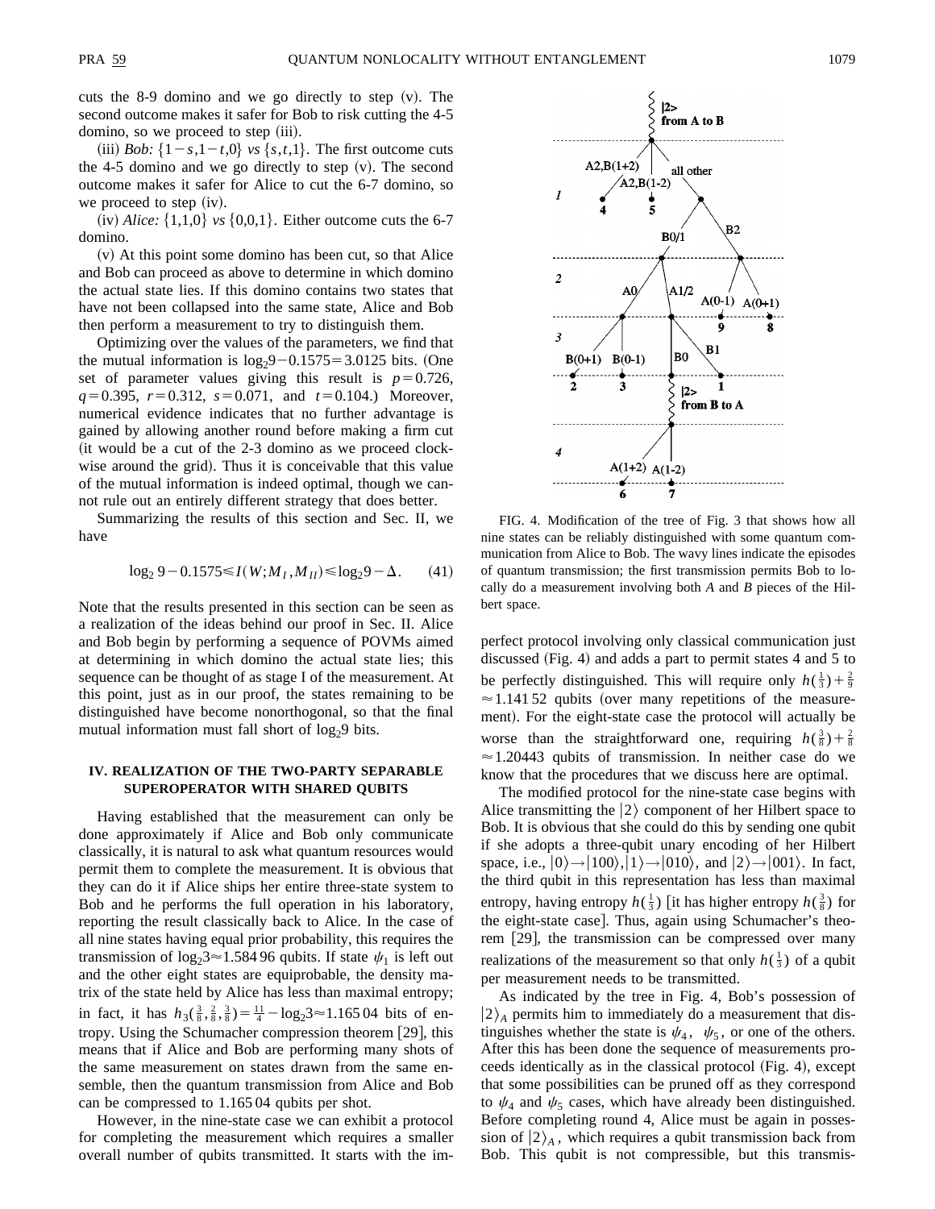cuts the 8-9 domino and we go directly to step (v). The second outcome makes it safer for Bob to risk cutting the 4-5 domino, so we proceed to step (iii).

(iii) *Bob:* $\{1-s,1-t,0\}$ *vs* $\{s,t,1\}$. The first outcome cuts the 4-5 domino and we go directly to step (v). The second outcome makes it safer for Alice to cut the 6-7 domino, so we proceed to step (iv).

(iv) *Alice:* $\{1,1,0\}$ *vs* $\{0,0,1\}$. Either outcome cuts the 6-7 domino.

(v) At this point some domino has been cut, so that Alice and Bob can proceed as above to determine in which domino the actual state lies. If this domino contains two states that have not been collapsed into the same state, Alice and Bob then perform a measurement to try to distinguish them.

Optimizing over the values of the parameters, we find that the mutual information is $\log_2 9 - 0.1575 = 3.0125$ bits. (One set of parameter values giving this result is $p=0.726$, $q=0.395$, $r=0.312$, $s=0.071$, and $t=0.104$.) Moreover, numerical evidence indicates that no further advantage is gained by allowing another round before making a firm cut (it would be a cut of the 2-3 domino as we proceed clockwise around the grid). Thus it is conceivable that this value of the mutual information is indeed optimal, though we cannot rule out an entirely different strategy that does better.

Summarizing the results of this section and Sec. II, we have

$$\log_2 9 - 0.1575 \leq I(W;M_I,M_{II}) \leq \log_2 9 - \Delta. \qquad (41)$$

Note that the results presented in this section can be seen as a realization of the ideas behind our proof in Sec. II. Alice and Bob begin by performing a sequence of POVMs aimed at determining in which domino the actual state lies; this sequence can be thought of as stage I of the measurement. At this point, just as in our proof, the states remaining to be distinguished have become nonorthogonal, so that the final mutual information must fall short of $\log_2 9$ bits.

## IV. REALIZATION OF THE TWO-PARTY SEPARABLE SUPEROPERATOR WITH SHARED QUBITS

Having established that the measurement can only be done approximately if Alice and Bob only communicate classically, it is natural to ask what quantum resources would permit them to complete the measurement. It is obvious that they can do it if Alice ships her entire three-state system to Bob and he performs the full operation in his laboratory, reporting the result classically back to Alice. In the case of all nine states having equal prior probability, this requires the transmission of $\log_2 3 \approx 1.58496$ qubits. If state $\psi_1$ is left out and the other eight states are equiprobable, the density matrix of the state held by Alice has less than maximal entropy; in fact, it has $h_3(\frac{3}{8},\frac{2}{8},\frac{3}{8}) = \frac{11}{4} - \log_2 3 \approx 1.16504$ bits of entropy. Using the Schumacher compression theorem [29], this means that if Alice and Bob are performing many shots of the same measurement on states drawn from the same ensemble, then the quantum transmission from Alice and Bob can be compressed to 1.165 04 qubits per shot.

However, in the nine-state case we can exhibit a protocol for completing the measurement which requires a smaller overall number of qubits transmitted. It starts with the imperfect protocol involving only classical communication just discussed (Fig. 4) and adds a part to permit states 4 and 5 to be perfectly distinguished. This will require only $h(\frac{1}{3}) + \frac{2}{9} \approx 1.14152$ qubits (over many repetitions of the measurement). For the eight-state case the protocol will actually be worse than the straightforward one, requiring $h(\frac{3}{8}) + \frac{2}{8} \approx 1.20443$ qubits of transmission. In neither case do we know that the procedures that we discuss here are optimal.

FIG. 4. Modification of the tree of Fig. 3 that shows how all nine states can be reliably distinguished with some quantum communication from Alice to Bob. The wavy lines indicate the episodes of quantum transmission; the first transmission permits Bob to locally do a measurement involving both $A$ and $B$ pieces of the Hilbert space.

The modified protocol for the nine-state case begins with Alice transmitting the $|2\rangle$ component of her Hilbert space to Bob. It is obvious that she could do this by sending one qubit if she adopts a three-qubit unary encoding of her Hilbert space, i.e., $|0\rangle \to |100\rangle, |1\rangle \to |010\rangle$, and $|2\rangle \to |001\rangle$. In fact, the third qubit in this representation has less than maximal entropy, having entropy $h(\frac{1}{3})$ [it has higher entropy $h(\frac{3}{8})$ for the eight-state case]. Thus, again using Schumacher's theorem [29], the transmission can be compressed over many realizations of the measurement so that only $h(\frac{1}{3})$ of a qubit per measurement needs to be transmitted.

As indicated by the tree in Fig. 4, Bob's possession of $|2\rangle_A$ permits him to immediately do a measurement that distinguishes whether the state is $\psi_4$, $\psi_5$, or one of the others. After this has been done the sequence of measurements proceeds identically as in the classical protocol (Fig. 4), except that some possibilities can be pruned off as they correspond to $\psi_4$ and $\psi_5$ cases, which have already been distinguished. Before completing round 4, Alice must be again in possession of $|2\rangle_A$, which requires a qubit transmission back from Bob. This qubit is not compressible, but this transmis-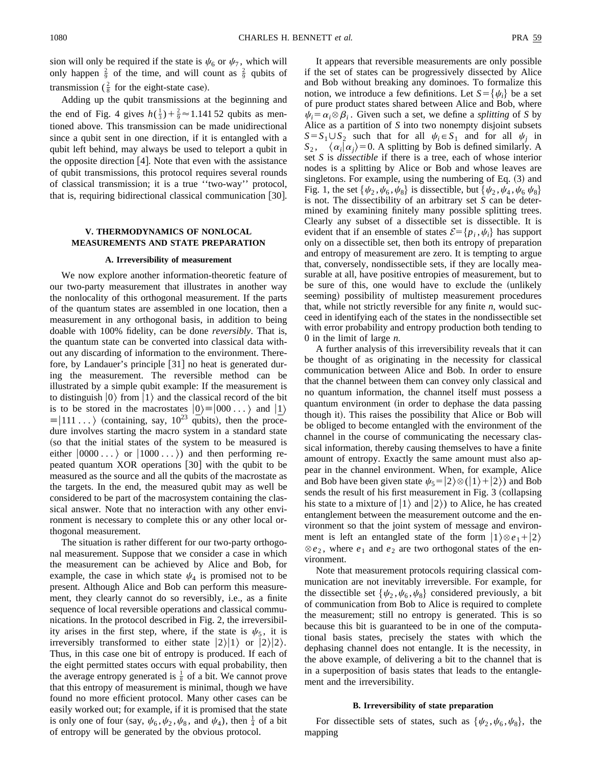sion will only be required if the state is $\psi_6$ or $\psi_7$, which will only happen $\frac{2}{9}$ of the time, and will count as $\frac{2}{9}$ qubits of transmission ($\frac{2}{8}$ for the eight-state case).

Adding up the qubit transmissions at the beginning and the end of Fig. 4 gives $h(\frac{1}{3})+\frac{2}{9}\approx 1.141\,52$ qubits as mentioned above. This transmission can be made unidirectional since a qubit sent in one direction, if it is entangled with a qubit left behind, may always be used to teleport a qubit in the opposite direction [4]. Note that even with the assistance of qubit transmissions, this protocol requires several rounds of classical transmission; it is a true ''two-way'' protocol, that is, requiring bidirectional classical communication [30].

## V. THERMODYNAMICS OF NONLOCAL MEASUREMENTS AND STATE PREPARATION

### A. Irreversibility of measurement

We now explore another information-theoretic feature of our two-party measurement that illustrates in another way the nonlocality of this orthogonal measurement. If the parts of the quantum states are assembled in one location, then a measurement in any orthogonal basis, in addition to being doable with 100% fidelity, can be done *reversibly*. That is, the quantum state can be converted into classical data without any discarding of information to the environment. Therefore, by Landauer's principle [31] no heat is generated during the measurement. The reversible method can be illustrated by a simple qubit example: If the measurement is to distinguish $|0\rangle$ from $|1\rangle$ and the classical record of the bit is to be stored in the macrostates $|\underline{0}\rangle \equiv |000\ldots\rangle$ and $|\underline{1}\rangle \equiv |111\ldots\rangle$ (containing, say, $10^{23}$ qubits), then the procedure involves starting the macro system in a standard state (so that the initial states of the system to be measured is either $|0000\ldots\rangle$ or $|1000\ldots\rangle$) and then performing repeated quantum XOR operations [30] with the qubit to be measured as the source and all the qubits of the macrostate as the targets. In the end, the measured qubit may as well be considered to be part of the macrosystem containing the classical answer. Note that no interaction with any other environment is necessary to complete this or any other local orthogonal measurement.

The situation is rather different for our two-party orthogonal measurement. Suppose that we consider a case in which the measurement can be achieved by Alice and Bob, for example, the case in which state $\psi_4$ is promised not to be present. Although Alice and Bob can perform this measurement, they clearly cannot do so reversibly, i.e., as a finite sequence of local reversible operations and classical communications. In the protocol described in Fig. 2, the irreversibility arises in the first step, where, if the state is $\psi_5$, it is irreversibly transformed to either state $|2\rangle|1\rangle$ or $|2\rangle|2\rangle$. Thus, in this case one bit of entropy is produced. If each of the eight permitted states occurs with equal probability, then the average entropy generated is $\frac{1}{8}$ of a bit. We cannot prove that this entropy of measurement is minimal, though we have found no more efficient protocol. Many other cases can be easily worked out; for example, if it is promised that the state is only one of four (say, $\psi_6,\psi_2,\psi_8$, and $\psi_4$), then $\frac{1}{4}$ of a bit of entropy will be generated by the obvious protocol.

It appears that reversible measurements are only possible if the set of states can be progressively dissected by Alice and Bob without breaking any dominoes. To formalize this notion, we introduce a few definitions. Let $S=\{\psi_i\}$ be a set of pure product states shared between Alice and Bob, where $\psi_i=\alpha_i\otimes\beta_i$. Given such a set, we define a *splitting* of $S$ by Alice as a partition of $S$ into two nonempty disjoint subsets $S=S_1\cup S_2$ such that for all $\psi_i\in S_1$ and for all $\psi_j$ in $S_2$, $\langle\alpha_i|\alpha_j\rangle=0$. A splitting by Bob is defined similarly. A set $S$ is *dissectible* if there is a tree, each of whose interior nodes is a splitting by Alice or Bob and whose leaves are singletons. For example, using the numbering of Eq. (3) and Fig. 1, the set $\{\psi_2,\psi_6,\psi_8\}$ is dissectible, but $\{\psi_2,\psi_4,\psi_6\,\psi_8\}$ is not. The dissectibility of an arbitrary set $S$ can be determined by examining finitely many possible splitting trees. Clearly any subset of a dissectible set is dissectible. It is evident that if an ensemble of states $\mathcal{E}=\{p_i,\psi_i\}$ has support only on a dissectible set, then both its entropy of preparation and entropy of measurement are zero. It is tempting to argue that, conversely, nondissectible sets, if they are locally measurable at all, have positive entropies of measurement, but to be sure of this, one would have to exclude the (unlikely seeming) possibility of multistep measurement procedures that, while not strictly reversible for any finite $n$, would succeed in identifying each of the states in the nondissectible set with error probability and entropy production both tending to 0 in the limit of large $n$.

A further analysis of this irreversibility reveals that it can be thought of as originating in the necessity for classical communication between Alice and Bob. In order to ensure that the channel between them can convey only classical and no quantum information, the channel itself must possess a quantum environment (in order to dephase the data passing though it). This raises the possibility that Alice or Bob will be obliged to become entangled with the environment of the channel in the course of communicating the necessary classical information, thereby causing themselves to have a finite amount of entropy. Exactly the same amount must also appear in the channel environment. When, for example, Alice and Bob have been given state $\psi_5=|2\rangle\otimes(|1\rangle+|2\rangle)$ and Bob sends the result of his first measurement in Fig. 3 (collapsing his state to a mixture of $|1\rangle$ and $|2\rangle$) to Alice, he has created entanglement between the measurement outcome and the environment so that the joint system of message and environment is left an entangled state of the form $|1\rangle\otimes e_1+|2\rangle\otimes e_2$, where $e_1$ and $e_2$ are two orthogonal states of the environment.

Note that measurement protocols requiring classical communication are not inevitably irreversible. For example, for the dissectible set $\{\psi_2,\psi_6,\psi_8\}$ considered previously, a bit of communication from Bob to Alice is required to complete the measurement; still no entropy is generated. This is so because this bit is guaranteed to be in one of the computational basis states, precisely the states with which the dephasing channel does not entangle. It is the necessity, in the above example, of delivering a bit to the channel that is in a superposition of basis states that leads to the entanglement and the irreversibility.

### B. Irreversibility of state preparation

For dissectible sets of states, such as $\{\psi_2,\psi_6,\psi_8\}$, the mapping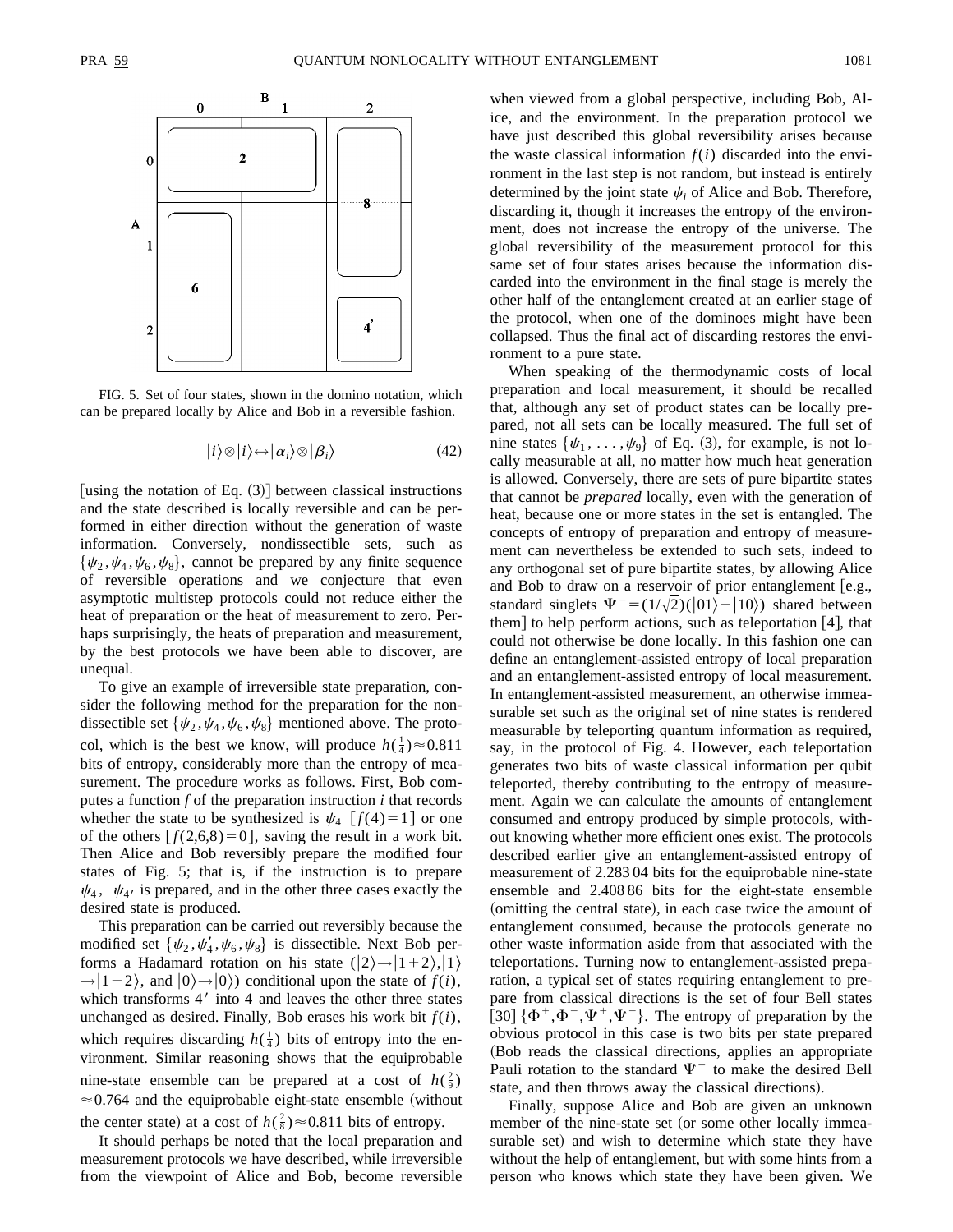FIG. 5. Set of four states, shown in the domino notation, which can be prepared locally by Alice and Bob in a reversible fashion.

$$|i\rangle\otimes|i\rangle \leftrightarrow |\alpha_i\rangle\otimes|\beta_i\rangle \tag{42}$$

[using the notation of Eq. (3)] between classical instructions and the state described is locally reversible and can be performed in either direction without the generation of waste information. Conversely, nondissectible sets, such as $\{\psi_2,\psi_4,\psi_6,\psi_8\}$, cannot be prepared by any finite sequence of reversible operations and we conjecture that even asymptotic multistep protocols could not reduce either the heat of preparation or the heat of measurement to zero. Perhaps surprisingly, the heats of preparation and measurement, by the best protocols we have been able to discover, are unequal.

To give an example of irreversible state preparation, consider the following method for the preparation for the nondissectible set $\{\psi_2,\psi_4,\psi_6,\psi_8\}$ mentioned above. The protocol, which is the best we know, will produce $h(\frac{1}{4})\approx 0.811$ bits of entropy, considerably more than the entropy of measurement. The procedure works as follows. First, Bob computes a function $f$ of the preparation instruction $i$ that records whether the state to be synthesized is $\psi_4$ $[f(4)=1]$ or one of the others $[f(2,6,8)=0]$, saving the result in a work bit. Then Alice and Bob reversibly prepare the modified four states of Fig. 5; that is, if the instruction is to prepare $\psi_4$, $\psi_{4'}$ is prepared, and in the other three cases exactly the desired state is produced.

This preparation can be carried out reversibly because the modified set $\{\psi_2,\psi_4',\psi_6,\psi_8\}$ is dissectible. Next Bob performs a Hadamard rotation on his state ($|2\rangle\rightarrow|1+2\rangle,|1\rangle\rightarrow|1-2\rangle$, and $|0\rangle\rightarrow|0\rangle$) conditional upon the state of $f(i)$, which transforms $4'$ into 4 and leaves the other three states unchanged as desired. Finally, Bob erases his work bit $f(i)$, which requires discarding $h(\frac{1}{4})$ bits of entropy into the environment. Similar reasoning shows that the equiprobable nine-state ensemble can be prepared at a cost of $h(\frac{2}{9})\approx 0.764$ and the equiprobable eight-state ensemble (without the center state) at a cost of $h(\frac{2}{8})\approx 0.811$ bits of entropy.

It should perhaps be noted that the local preparation and measurement protocols we have described, while irreversible from the viewpoint of Alice and Bob, become reversible when viewed from a global perspective, including Bob, Alice, and the environment. In the preparation protocol we have just described this global reversibility arises because the waste classical information $f(i)$ discarded into the environment in the last step is not random, but instead is entirely determined by the joint state $\psi_i$ of Alice and Bob. Therefore, discarding it, though it increases the entropy of the environment, does not increase the entropy of the universe. The global reversibility of the measurement protocol for this same set of four states arises because the information discarded into the environment in the final stage is merely the other half of the entanglement created at an earlier stage of the protocol, when one of the dominoes might have been collapsed. Thus the final act of discarding restores the environment to a pure state.

When speaking of the thermodynamic costs of local preparation and local measurement, it should be recalled that, although any set of product states can be locally prepared, not all sets can be locally measured. The full set of nine states $\{\psi_1,\ldots,\psi_9\}$ of Eq. (3), for example, is not locally measurable at all, no matter how much heat generation is allowed. Conversely, there are sets of pure bipartite states that cannot be *prepared* locally, even with the generation of heat, because one or more states in the set is entangled. The concepts of entropy of preparation and entropy of measurement can nevertheless be extended to such sets, indeed to any orthogonal set of pure bipartite states, by allowing Alice and Bob to draw on a reservoir of prior entanglement [e.g., standard singlets $\Psi^-=(1/\sqrt{2})(|01\rangle-|10\rangle)$ shared between them] to help perform actions, such as teleportation [4], that could not otherwise be done locally. In this fashion one can define an entanglement-assisted entropy of local preparation and an entanglement-assisted entropy of local measurement. In entanglement-assisted measurement, an otherwise immeasurable set such as the original set of nine states is rendered measurable by teleporting quantum information as required, say, in the protocol of Fig. 4. However, each teleportation generates two bits of waste classical information per qubit teleported, thereby contributing to the entropy of measurement. Again we can calculate the amounts of entanglement consumed and entropy produced by simple protocols, without knowing whether more efficient ones exist. The protocols described earlier give an entanglement-assisted entropy of measurement of 2.283 04 bits for the equiprobable nine-state ensemble and 2.408 86 bits for the eight-state ensemble (omitting the central state), in each case twice the amount of entanglement consumed, because the protocols generate no other waste information aside from that associated with the teleportations. Turning now to entanglement-assisted preparation, a typical set of states requiring entanglement to prepare from classical directions is the set of four Bell states [30] $\{\Phi^+,\Phi^-,\Psi^+,\Psi^-\}$. The entropy of preparation by the obvious protocol in this case is two bits per state prepared (Bob reads the classical directions, applies an appropriate Pauli rotation to the standard $\Psi^-$ to make the desired Bell state, and then throws away the classical directions).

Finally, suppose Alice and Bob are given an unknown member of the nine-state set (or some other locally immeasurable set) and wish to determine which state they have without the help of entanglement, but with some hints from a person who knows which state they have been given. We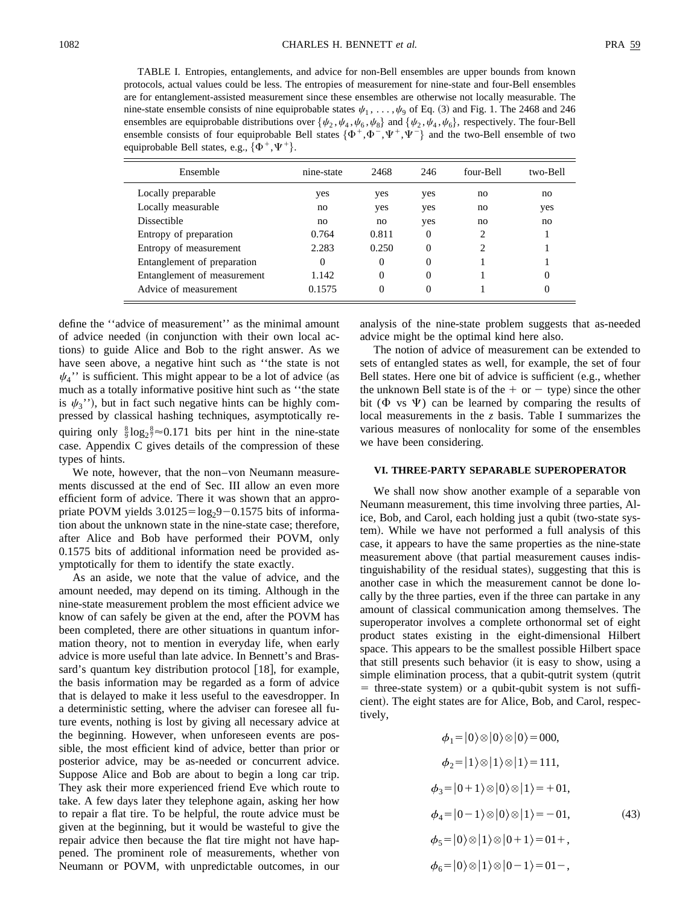TABLE I. Entropies, entanglements, and advice for non-Bell ensembles are upper bounds from known protocols, actual values could be less. The entropies of measurement for nine-state and four-Bell ensembles are for entanglement-assisted measurement since these ensembles are otherwise not locally measurable. The nine-state ensemble consists of nine equiprobable states $\psi_1,\ldots,\psi_9$ of Eq. (3) and Fig. 1. The 2468 and 246 ensembles are equiprobable distributions over $\{\psi_2,\psi_4,\psi_6,\psi_8\}$ and $\{\psi_2,\psi_4,\psi_6\}$, respectively. The four-Bell ensemble consists of four equiprobable Bell states $\{\Phi^+,\Phi^-,\Psi^+,\Psi^-\}$ and the two-Bell ensemble of two equiprobable Bell states, e.g., $\{\Phi^+,\Psi^+\}$.

| Ensemble | nine-state | 2468 | 246 | four-Bell | two-Bell |
|---|---|---|---|---|---|
| Locally preparable | yes | yes | yes | no | no |
| Locally measurable | no | yes | yes | no | yes |
| Dissectible | no | no | yes | no | no |
| Entropy of preparation | 0.764 | 0.811 | 0 | 2 | 1 |
| Entropy of measurement | 2.283 | 0.250 | 0 | 2 | 1 |
| Entanglement of preparation | 0 | 0 | 0 | 1 | 1 |
| Entanglement of measurement | 1.142 | 0 | 0 | 1 | 0 |
| Advice of measurement | 0.1575 | 0 | 0 | 1 | 0 |

define the ''advice of measurement'' as the minimal amount of advice needed (in conjunction with their own local actions) to guide Alice and Bob to the right answer. As we have seen above, a negative hint such as ''the state is not $\psi_4$'' is sufficient. This might appear to be a lot of advice (as much as a totally informative positive hint such as ''the state is $\psi_3$''), but in fact such negative hints can be highly compressed by classical hashing techniques, asymptotically requiring only $\frac{8}{9}\log_2\frac{8}{7}\approx 0.171$ bits per hint in the nine-state case. Appendix C gives details of the compression of these types of hints.

We note, however, that the non–von Neumann measurements discussed at the end of Sec. III allow an even more efficient form of advice. There it was shown that an appropriate POVM yields $3.0125=\log_2 9-0.1575$ bits of information about the unknown state in the nine-state case; therefore, after Alice and Bob have performed their POVM, only 0.1575 bits of additional information need be provided asymptotically for them to identify the state exactly.

As an aside, we note that the value of advice, and the amount needed, may depend on its timing. Although in the nine-state measurement problem the most efficient advice we know of can safely be given at the end, after the POVM has been completed, there are other situations in quantum information theory, not to mention in everyday life, when early advice is more useful than late advice. In Bennett's and Brassard's quantum key distribution protocol [18], for example, the basis information may be regarded as a form of advice that is delayed to make it less useful to the eavesdropper. In a deterministic setting, where the adviser can foresee all future events, nothing is lost by giving all necessary advice at the beginning. However, when unforeseen events are possible, the most efficient kind of advice, better than prior or posterior advice, may be as-needed or concurrent advice. Suppose Alice and Bob are about to begin a long car trip. They ask their more experienced friend Eve which route to take. A few days later they telephone again, asking her how to repair a flat tire. To be helpful, the route advice must be given at the beginning, but it would be wasteful to give the repair advice then because the flat tire might not have happened. The prominent role of measurements, whether von Neumann or POVM, with unpredictable outcomes, in our analysis of the nine-state problem suggests that as-needed advice might be the optimal kind here also.

The notion of advice of measurement can be extended to sets of entangled states as well, for example, the set of four Bell states. Here one bit of advice is sufficient (e.g., whether the unknown Bell state is of the + or − type) since the other bit ($\Phi$ vs $\Psi$) can be learned by comparing the results of local measurements in the *z* basis. Table I summarizes the various measures of nonlocality for some of the ensembles we have been considering.

## VI. THREE-PARTY SEPARABLE SUPEROPERATOR

We shall now show another example of a separable von Neumann measurement, this time involving three parties, Alice, Bob, and Carol, each holding just a qubit (two-state system). While we have not performed a full analysis of this case, it appears to have the same properties as the nine-state measurement above (that partial measurement causes indistinguishability of the residual states), suggesting that this is another case in which the measurement cannot be done locally by the three parties, even if the three can partake in any amount of classical communication among themselves. The superoperator involves a complete orthonormal set of eight product states existing in the eight-dimensional Hilbert space. This appears to be the smallest possible Hilbert space that still presents such behavior (it is easy to show, using a simple elimination process, that a qubit-qutrit system (qutrit = three-state system) or a qubit-qubit system is not sufficient). The eight states are for Alice, Bob, and Carol, respectively,

$$
\begin{aligned}
\phi_1 &= |0\rangle\otimes|0\rangle\otimes|0\rangle = 000,\\
\phi_2 &= |1\rangle\otimes|1\rangle\otimes|1\rangle = 111,\\
\phi_3 &= |0+1\rangle\otimes|0\rangle\otimes|1\rangle = +01,\\
\phi_4 &= |0-1\rangle\otimes|0\rangle\otimes|1\rangle = -01, \qquad (43)\\
\phi_5 &= |0\rangle\otimes|1\rangle\otimes|0+1\rangle = 01+,\\
\phi_6 &= |0\rangle\otimes|1\rangle\otimes|0-1\rangle = 01-,
\end{aligned}
$$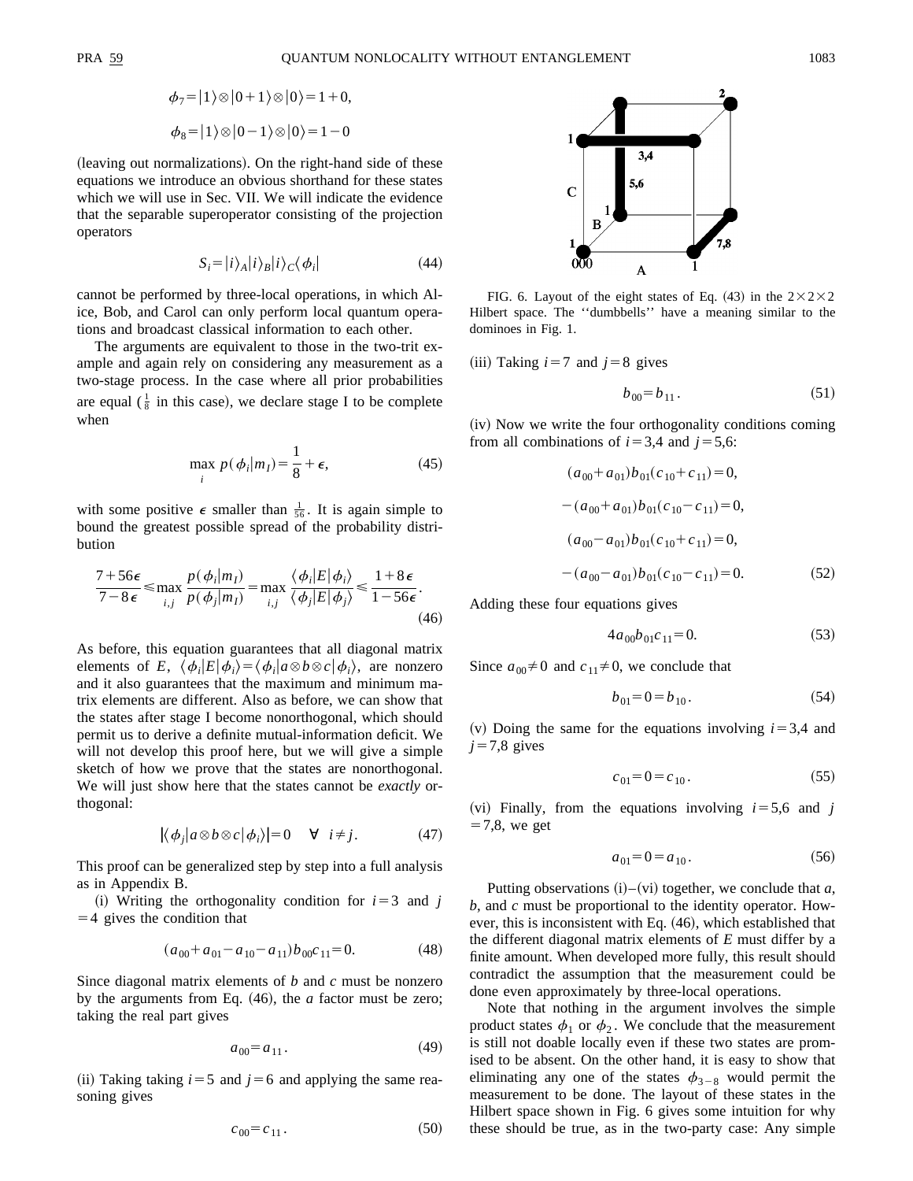$$\phi_7 = |1\rangle \otimes |0+1\rangle \otimes |0\rangle = 1+0,$$

$$\phi_8 = |1\rangle \otimes |0-1\rangle \otimes |0\rangle = 1-0$$

(leaving out normalizations). On the right-hand side of these equations we introduce an obvious shorthand for these states which we will use in Sec. VII. We will indicate the evidence that the separable superoperator consisting of the projection operators

$$S_i = |i\rangle_A |i\rangle_B |i\rangle_C \langle \phi_i| \tag{44}$$

cannot be performed by three-local operations, in which Alice, Bob, and Carol can only perform local quantum operations and broadcast classical information to each other.

The arguments are equivalent to those in the two-trit example and again rely on considering any measurement as a two-stage process. In the case where all prior probabilities are equal ($\frac{1}{8}$ in this case), we declare stage I to be complete when

$$\max_i \, p(\phi_i | m_I) = \frac{1}{8} + \epsilon, \tag{45}$$

with some positive $\epsilon$ smaller than $\frac{1}{56}$. It is again simple to bound the greatest possible spread of the probability distribution

$$\frac{7+56\epsilon}{7-8\epsilon} \leqslant \max_{i,j} \frac{p(\phi_i|m_I)}{p(\phi_j|m_I)} = \max_{i,j} \frac{\langle \phi_i | E | \phi_i \rangle}{\langle \phi_j | E | \phi_j \rangle} \leqslant \frac{1+8\epsilon}{1-56\epsilon}. \tag{46}$$

As before, this equation guarantees that all diagonal matrix elements of $E$, $\langle \phi_i | E | \phi_i \rangle = \langle \phi_i | a \otimes b \otimes c | \phi_i \rangle$, are nonzero and it also guarantees that the maximum and minimum matrix elements are different. Also as before, we can show that the states after stage I become nonorthogonal, which should permit us to derive a definite mutual-information deficit. We will not develop this proof here, but we will give a simple sketch of how we prove that the states are nonorthogonal. We will just show here that the states cannot be *exactly* orthogonal:

$$|\langle \phi_j | a \otimes b \otimes c | \phi_i \rangle| = 0 \quad \forall \quad i \neq j. \tag{47}$$

This proof can be generalized step by step into a full analysis as in Appendix B.

(i) Writing the orthogonality condition for $i=3$ and $j=4$ gives the condition that

$$(a_{00} + a_{01} - a_{10} - a_{11}) b_{00} c_{11} = 0. \tag{48}$$

Since diagonal matrix elements of $b$ and $c$ must be nonzero by the arguments from Eq. (46), the $a$ factor must be zero; taking the real part gives

$$a_{00} = a_{11}. \tag{49}$$

(ii) Taking taking $i=5$ and $j=6$ and applying the same reasoning gives

$$c_{00} = c_{11}. \tag{50}$$

FIG. 6. Layout of the eight states of Eq. (43) in the $2\times2\times2$ Hilbert space. The "dumbbells" have a meaning similar to the dominoes in Fig. 1.

(iii) Taking $i=7$ and $j=8$ gives

$$b_{00} = b_{11}. \tag{51}$$

(iv) Now we write the four orthogonality conditions coming from all combinations of $i=3,4$ and $j=5,6$:

$$(a_{00} + a_{01}) b_{01} (c_{10} + c_{11}) = 0,$$

$$-(a_{00} + a_{01}) b_{01} (c_{10} - c_{11}) = 0,$$

$$(a_{00} - a_{01}) b_{01} (c_{10} + c_{11}) = 0,$$

$$-(a_{00} - a_{01}) b_{01} (c_{10} - c_{11}) = 0. \tag{52}$$

Adding these four equations gives

$$4 a_{00} b_{01} c_{11} = 0. \tag{53}$$

Since $a_{00} \neq 0$ and $c_{11} \neq 0$, we conclude that

$$b_{01} = 0 = b_{10}. \tag{54}$$

(v) Doing the same for the equations involving $i=3,4$ and $j=7,8$ gives

$$c_{01} = 0 = c_{10}. \tag{55}$$

(vi) Finally, from the equations involving $i=5,6$ and $j=7,8$, we get

$$a_{01} = 0 = a_{10}. \tag{56}$$

Putting observations (i)–(vi) together, we conclude that $a$, $b$, and $c$ must be proportional to the identity operator. However, this is inconsistent with Eq. (46), which established that the different diagonal matrix elements of $E$ must differ by a finite amount. When developed more fully, this result should contradict the assumption that the measurement could be done even approximately by three-local operations.

Note that nothing in the argument involves the simple product states $\phi_1$ or $\phi_2$. We conclude that the measurement is still not doable locally even if these two states are promised to be absent. On the other hand, it is easy to show that eliminating any one of the states $\phi_{3-8}$ would permit the measurement to be done. The layout of these states in the Hilbert space shown in Fig. 6 gives some intuition for why these should be true, as in the two-party case: Any simple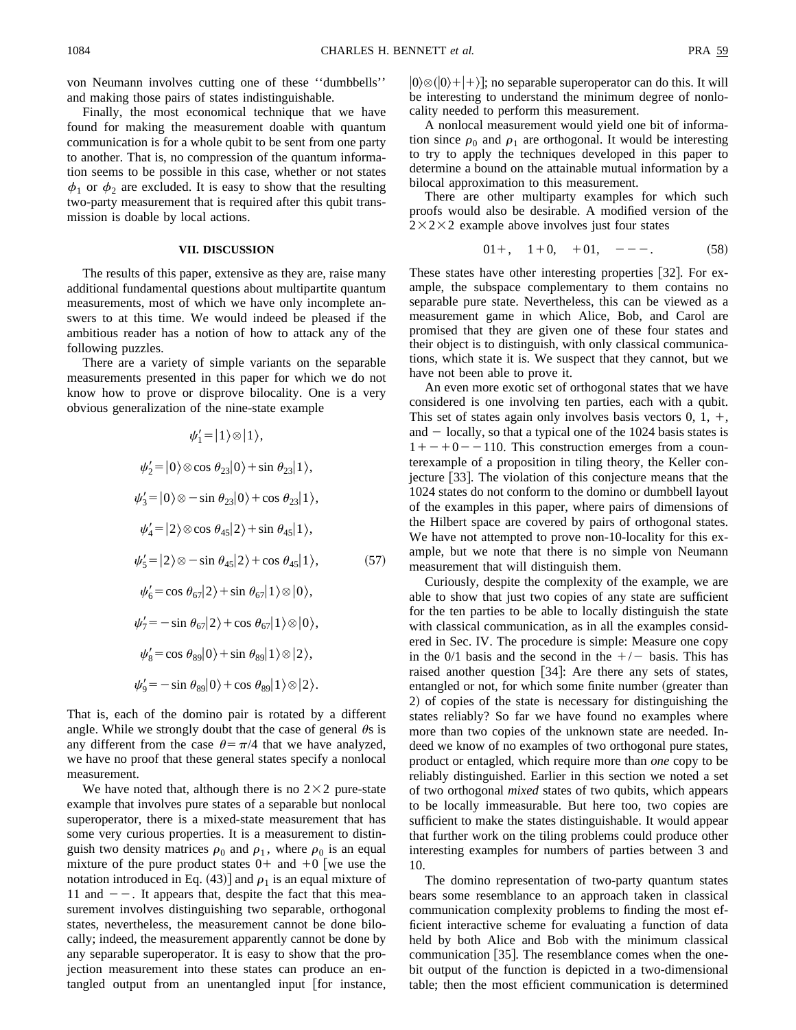von Neumann involves cutting one of these ''dumbbells'' and making those pairs of states indistinguishable.

Finally, the most economical technique that we have found for making the measurement doable with quantum communication is for a whole qubit to be sent from one party to another. That is, no compression of the quantum information seems to be possible in this case, whether or not states $\phi_1$ or $\phi_2$ are excluded. It is easy to show that the resulting two-party measurement that is required after this qubit transmission is doable by local actions.

## VII. DISCUSSION

The results of this paper, extensive as they are, raise many additional fundamental questions about multipartite quantum measurements, most of which we have only incomplete answers to at this time. We would indeed be pleased if the ambitious reader has a notion of how to attack any of the following puzzles.

There are a variety of simple variants on the separable measurements presented in this paper for which we do not know how to prove or disprove bilocality. One is a very obvious generalization of the nine-state example

$$
\begin{aligned}
\psi_1' &= |1\rangle \otimes |1\rangle, \\
\psi_2' &= |0\rangle \otimes \cos\theta_{23}|0\rangle + \sin\theta_{23}|1\rangle, \\
\psi_3' &= |0\rangle \otimes -\sin\theta_{23}|0\rangle + \cos\theta_{23}|1\rangle, \\
\psi_4' &= |2\rangle \otimes \cos\theta_{45}|2\rangle + \sin\theta_{45}|1\rangle, \\
\psi_5' &= |2\rangle \otimes -\sin\theta_{45}|2\rangle + \cos\theta_{45}|1\rangle, \\
\psi_6' &= \cos\theta_{67}|2\rangle + \sin\theta_{67}|1\rangle \otimes |0\rangle, \\
\psi_7' &= -\sin\theta_{67}|2\rangle + \cos\theta_{67}|1\rangle \otimes |0\rangle, \\
\psi_8' &= \cos\theta_{89}|0\rangle + \sin\theta_{89}|1\rangle \otimes |2\rangle, \\
\psi_9' &= -\sin\theta_{89}|0\rangle + \cos\theta_{89}|1\rangle \otimes |2\rangle.
\end{aligned}
\tag{57}
$$

That is, each of the domino pair is rotated by a different angle. While we strongly doubt that the case of general $\theta$s is any different from the case $\theta = \pi/4$ that we have analyzed, we have no proof that these general states specify a nonlocal measurement.

We have noted that, although there is no $2\times 2$ pure-state example that involves pure states of a separable but nonlocal superoperator, there is a mixed-state measurement that has some very curious properties. It is a measurement to distinguish two density matrices $\rho_0$ and $\rho_1$, where $\rho_0$ is an equal mixture of the pure product states $0+$ and $+0$ [we use the notation introduced in Eq. (43)] and $\rho_1$ is an equal mixture of 11 and $--$. It appears that, despite the fact that this measurement involves distinguishing two separable, orthogonal states, nevertheless, the measurement cannot be done bilocally; indeed, the measurement apparently cannot be done by any separable superoperator. It is easy to show that the projection measurement into these states can produce an entangled output from an unentangled input [for instance, $|0\rangle\otimes(|0\rangle+|+\rangle)$]; no separable superoperator can do this. It will be interesting to understand the minimum degree of nonlocality needed to perform this measurement.

A nonlocal measurement would yield one bit of information since $\rho_0$ and $\rho_1$ are orthogonal. It would be interesting to try to apply the techniques developed in this paper to determine a bound on the attainable mutual information by a bilocal approximation to this measurement.

There are other multiparty examples for which such proofs would also be desirable. A modified version of the $2\times 2\times 2$ example above involves just four states

$$
01+, \quad 1+0, \quad +01, \quad ---. \tag{58}
$$

These states have other interesting properties [32]. For example, the subspace complementary to them contains no separable pure state. Nevertheless, this can be viewed as a measurement game in which Alice, Bob, and Carol are promised that they are given one of these four states and their object is to distinguish, with only classical communications, which state it is. We suspect that they cannot, but we have not been able to prove it.

An even more exotic set of orthogonal states that we have considered is one involving ten parties, each with a qubit. This set of states again only involves basis vectors 0, 1, +, and $-$ locally, so that a typical one of the 1024 basis states is $1--+0--110$. This construction emerges from a counterexample of a proposition in tiling theory, the Keller conjecture [33]. The violation of this conjecture means that the 1024 states do not conform to the domino or dumbbell layout of the examples in this paper, where pairs of dimensions of the Hilbert space are covered by pairs of orthogonal states. We have not attempted to prove non-10-locality for this example, but we note that there is no simple von Neumann measurement that will distinguish them.

Curiously, despite the complexity of the example, we are able to show that just two copies of any state are sufficient for the ten parties to be able to locally distinguish the state with classical communication, as in all the examples considered in Sec. IV. The procedure is simple: Measure one copy in the 0/1 basis and the second in the $+/-$ basis. This has raised another question [34]: Are there any sets of states, entangled or not, for which some finite number (greater than 2) of copies of the state is necessary for distinguishing the states reliably? So far we have found no examples where more than two copies of the unknown state are needed. Indeed we know of no examples of two orthogonal pure states, product or entagled, which require more than *one* copy to be reliably distinguished. Earlier in this section we noted a set of two orthogonal *mixed* states of two qubits, which appears to be locally immeasurable. But here too, two copies are sufficient to make the states distinguishable. It would appear that further work on the tiling problems could produce other interesting examples for numbers of parties between 3 and 10.

The domino representation of two-party quantum states bears some resemblance to an approach taken in classical communication complexity problems to finding the most efficient interactive scheme for evaluating a function of data held by both Alice and Bob with the minimum classical communication [35]. The resemblance comes when the one-bit output of the function is depicted in a two-dimensional table; then the most efficient communication is determined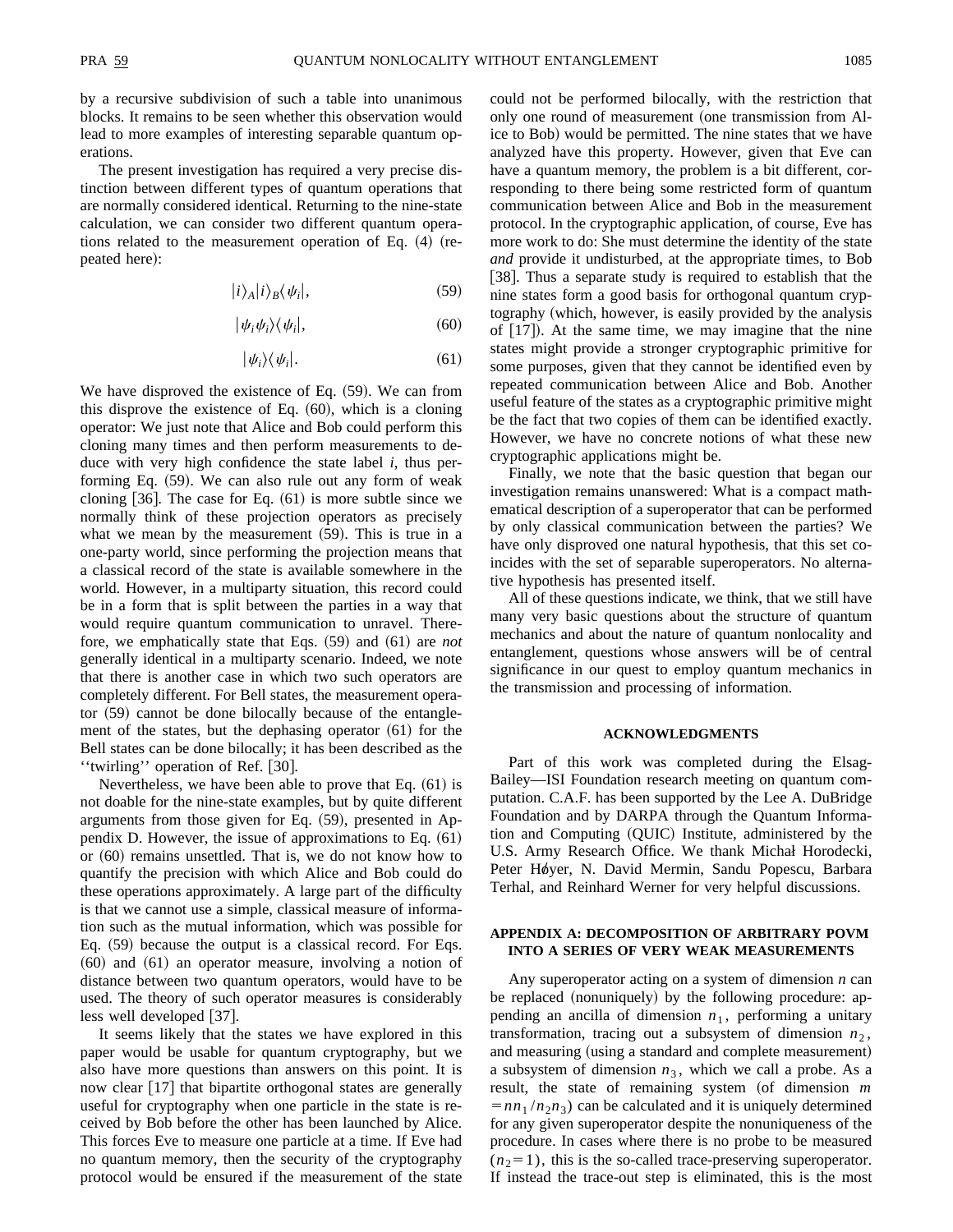by a recursive subdivision of such a table into unanimous blocks. It remains to be seen whether this observation would lead to more examples of interesting separable quantum operations.

The present investigation has required a very precise distinction between different types of quantum operations that are normally considered identical. Returning to the nine-state calculation, we can consider two different quantum operations related to the measurement operation of Eq. (4) (repeated here):

$$|i\rangle_A|i\rangle_B\langle\psi_i|, \tag{59}$$

$$|\psi_i\psi_i\rangle\langle\psi_i|, \tag{60}$$

$$|\psi_i\rangle\langle\psi_i|. \tag{61}$$

We have disproved the existence of Eq. (59). We can from this disprove the existence of Eq. (60), which is a cloning operator: We just note that Alice and Bob could perform this cloning many times and then perform measurements to deduce with very high confidence the state label $i$, thus performing Eq. (59). We can also rule out any form of weak cloning [36]. The case for Eq. (61) is more subtle since we normally think of these projection operators as precisely what we mean by the measurement (59). This is true in a one-party world, since performing the projection means that a classical record of the state is available somewhere in the world. However, in a multiparty situation, this record could be in a form that is split between the parties in a way that would require quantum communication to unravel. Therefore, we emphatically state that Eqs. (59) and (61) are *not* generally identical in a multiparty scenario. Indeed, we note that there is another case in which two such operators are completely different. For Bell states, the measurement operator (59) cannot be done bilocally because of the entanglement of the states, but the dephasing operator (61) for the Bell states can be done bilocally; it has been described as the ''twirling'' operation of Ref. [30].

Nevertheless, we have been able to prove that Eq. (61) is not doable for the nine-state examples, but by quite different arguments from those given for Eq. (59), presented in Appendix D. However, the issue of approximations to Eq. (61) or (60) remains unsettled. That is, we do not know how to quantify the precision with which Alice and Bob could do these operations approximately. A large part of the difficulty is that we cannot use a simple, classical measure of information such as the mutual information, which was possible for Eq. (59) because the output is a classical record. For Eqs. (60) and (61) an operator measure, involving a notion of distance between two quantum operators, would have to be used. The theory of such operator measures is considerably less well developed [37].

It seems likely that the states we have explored in this paper would be usable for quantum cryptography, but we also have more questions than answers on this point. It is now clear [17] that bipartite orthogonal states are generally useful for cryptography when one particle in the state is received by Bob before the other has been launched by Alice. This forces Eve to measure one particle at a time. If Eve had no quantum memory, then the security of the cryptography protocol would be ensured if the measurement of the state could not be performed bilocally, with the restriction that only one round of measurement (one transmission from Alice to Bob) would be permitted. The nine states that we have analyzed have this property. However, given that Eve can have a quantum memory, the problem is a bit different, corresponding to there being some restricted form of quantum communication between Alice and Bob in the measurement protocol. In the cryptographic application, of course, Eve has more work to do: She must determine the identity of the state *and* provide it undisturbed, at the appropriate times, to Bob [38]. Thus a separate study is required to establish that the nine states form a good basis for orthogonal quantum cryptography (which, however, is easily provided by the analysis of [17]). At the same time, we may imagine that the nine states might provide a stronger cryptographic primitive for some purposes, given that they cannot be identified even by repeated communication between Alice and Bob. Another useful feature of the states as a cryptographic primitive might be the fact that two copies of them can be identified exactly. However, we have no concrete notions of what these new cryptographic applications might be.

Finally, we note that the basic question that began our investigation remains unanswered: What is a compact mathematical description of a superoperator that can be performed by only classical communication between the parties? We have only disproved one natural hypothesis, that this set coincides with the set of separable superoperators. No alternative hypothesis has presented itself.

All of these questions indicate, we think, that we still have many very basic questions about the structure of quantum mechanics and about the nature of quantum nonlocality and entanglement, questions whose answers will be of central significance in our quest to employ quantum mechanics in the transmission and processing of information.

## ACKNOWLEDGMENTS

Part of this work was completed during the Elsag-Bailey—ISI Foundation research meeting on quantum computation. C.A.F. has been supported by the Lee A. DuBridge Foundation and by DARPA through the Quantum Information and Computing (QUIC) Institute, administered by the U.S. Army Research Office. We thank Michał Horodecki, Peter Høyer, N. David Mermin, Sandu Popescu, Barbara Terhal, and Reinhard Werner for very helpful discussions.

## APPENDIX A: DECOMPOSITION OF ARBITRARY POVM INTO A SERIES OF VERY WEAK MEASUREMENTS

Any superoperator acting on a system of dimension $n$ can be replaced (nonuniquely) by the following procedure: appending an ancilla of dimension $n_1$, performing a unitary transformation, tracing out a subsystem of dimension $n_2$, and measuring (using a standard and complete measurement) a subsystem of dimension $n_3$, which we call a probe. As a result, the state of remaining system (of dimension $m = nn_1/n_2n_3$) can be calculated and it is uniquely determined for any given superoperator despite the nonuniqueness of the procedure. In cases where there is no probe to be measured ($n_2=1$), this is the so-called trace-preserving superoperator. If instead the trace-out step is eliminated, this is the most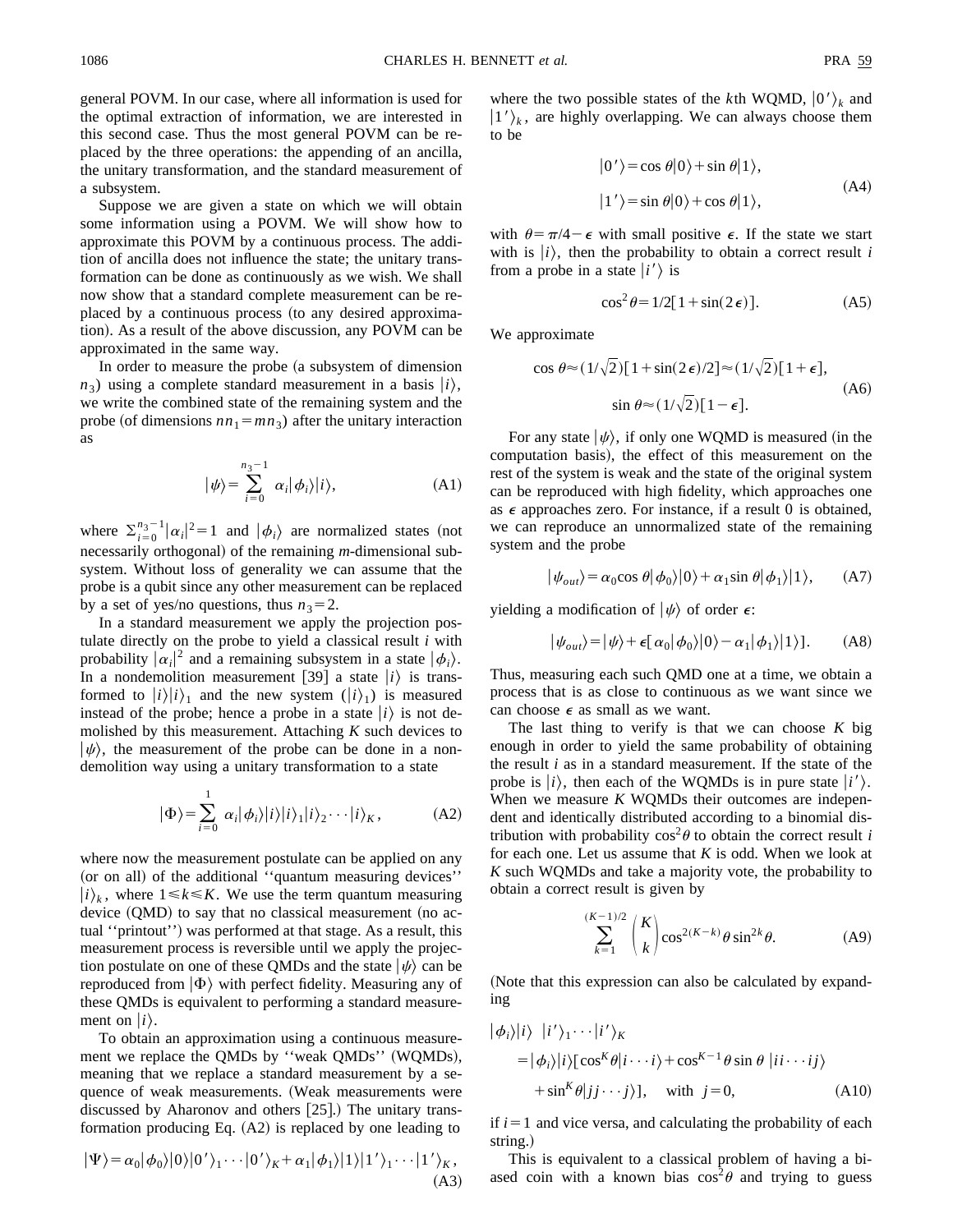general POVM. In our case, where all information is used for the optimal extraction of information, we are interested in this second case. Thus the most general POVM can be replaced by the three operations: the appending of an ancilla, the unitary transformation, and the standard measurement of a subsystem.

Suppose we are given a state on which we will obtain some information using a POVM. We will show how to approximate this POVM by a continuous process. The addition of ancilla does not influence the state; the unitary transformation can be done as continuously as we wish. We shall now show that a standard complete measurement can be replaced by a continuous process (to any desired approximation). As a result of the above discussion, any POVM can be approximated in the same way.

In order to measure the probe (a subsystem of dimension $n_3$) using a complete standard measurement in a basis $|i\rangle$, we write the combined state of the remaining system and the probe (of dimensions $nn_1 = mn_3$) after the unitary interaction as

$$|\psi\rangle = \sum_{i=0}^{n_3-1} \alpha_i |\phi_i\rangle |i\rangle, \tag{A1}$$

where $\sum_{i=0}^{n_3-1} |\alpha_i|^2 = 1$ and $|\phi_i\rangle$ are normalized states (not necessarily orthogonal) of the remaining $m$-dimensional subsystem. Without loss of generality we can assume that the probe is a qubit since any other measurement can be replaced by a set of yes/no questions, thus $n_3 = 2$.

In a standard measurement we apply the projection postulate directly on the probe to yield a classical result $i$ with probability $|\alpha_i|^2$ and a remaining subsystem in a state $|\phi_i\rangle$. In a nondemolition measurement [39] a state $|i\rangle$ is transformed to $|i\rangle|i\rangle_1$ and the new system ($|i\rangle_1$) is measured instead of the probe; hence a probe in a state $|i\rangle$ is not demolished by this measurement. Attaching $K$ such devices to $|\psi\rangle$, the measurement of the probe can be done in a nondemolition way using a unitary transformation to a state

$$|\Phi\rangle = \sum_{i=0}^{1} \alpha_i |\phi_i\rangle |i\rangle |i\rangle_1 |i\rangle_2 \cdots |i\rangle_K, \tag{A2}$$

where now the measurement postulate can be applied on any (or on all) of the additional "quantum measuring devices" $|i\rangle_k$, where $1 \leq k \leq K$. We use the term quantum measuring device (QMD) to say that no classical measurement (no actual "printout") was performed at that stage. As a result, this measurement process is reversible until we apply the projection postulate on one of these QMDs and the state $|\psi\rangle$ can be reproduced from $|\Phi\rangle$ with perfect fidelity. Measuring any of these QMDs is equivalent to performing a standard measurement on $|i\rangle$.

To obtain an approximation using a continuous measurement we replace the QMDs by "weak QMDs" (WQMDs), meaning that we replace a standard measurement by a sequence of weak measurements. (Weak measurements were discussed by Aharonov and others [25].) The unitary transformation producing Eq. (A2) is replaced by one leading to

$$|\Psi\rangle = \alpha_0 |\phi_0\rangle |0\rangle |0'\rangle_1 \cdots |0'\rangle_K + \alpha_1 |\phi_1\rangle |1\rangle |1'\rangle_1 \cdots |1'\rangle_K, \tag{A3}$$

where the two possible states of the $k$th WQMD, $|0'\rangle_k$ and $|1'\rangle_k$, are highly overlapping. We can always choose them to be

$$\begin{aligned} |0'\rangle &= \cos\theta |0\rangle + \sin\theta |1\rangle, \\ |1'\rangle &= \sin\theta |0\rangle + \cos\theta |1\rangle, \end{aligned} \tag{A4}$$

with $\theta = \pi/4 - \epsilon$ with small positive $\epsilon$. If the state we start with is $|i\rangle$, then the probability to obtain a correct result $i$ from a probe in a state $|i'\rangle$ is

$$\cos^2\theta = 1/2[1 + \sin(2\epsilon)]. \tag{A5}$$

We approximate

$$\begin{aligned} \cos\theta &\approx (1/\sqrt{2})[1 + \sin(2\epsilon)/2] \approx (1/\sqrt{2})[1 + \epsilon], \\ \sin\theta &\approx (1/\sqrt{2})[1 - \epsilon]. \end{aligned} \tag{A6}$$

For any state $|\psi\rangle$, if only one WQMD is measured (in the computation basis), the effect of this measurement on the rest of the system is weak and the state of the original system can be reproduced with high fidelity, which approaches one as $\epsilon$ approaches zero. For instance, if a result 0 is obtained, we can reproduce an unnormalized state of the remaining system and the probe

$$|\psi_{out}\rangle = \alpha_0 \cos\theta |\phi_0\rangle |0\rangle + \alpha_1 \sin\theta |\phi_1\rangle |1\rangle, \tag{A7}$$

yielding a modification of $|\psi\rangle$ of order $\epsilon$:

$$|\psi_{out}\rangle = |\psi\rangle + \epsilon[\alpha_0 |\phi_0\rangle |0\rangle - \alpha_1 |\phi_1\rangle |1\rangle]. \tag{A8}$$

Thus, measuring each such QMD one at a time, we obtain a process that is as close to continuous as we want since we can choose $\epsilon$ as small as we want.

The last thing to verify is that we can choose $K$ big enough in order to yield the same probability of obtaining the result $i$ as in a standard measurement. If the state of the probe is $|i\rangle$, then each of the WQMDs is in pure state $|i'\rangle$. When we measure $K$ WQMDs their outcomes are independent and identically distributed according to a binomial distribution with probability $\cos^2\theta$ to obtain the correct result $i$ for each one. Let us assume that $K$ is odd. When we look at $K$ such WQMDs and take a majority vote, the probability to obtain a correct result is given by

$$\sum_{k=1}^{(K-1)/2} \binom{K}{k} \cos^{2(K-k)}\theta \sin^{2k}\theta. \tag{A9}$$

(Note that this expression can also be calculated by expanding

$$\begin{aligned} |\phi_i\rangle |i\rangle \; |i'\rangle_1 \cdots |i'\rangle_K &= |\phi_i\rangle |i\rangle [\cos^K\theta |i \cdots i\rangle + \cos^{K-1}\theta \sin\theta \; |ii \cdots ij\rangle \\ &\quad + \sin^K\theta |jj \cdots j\rangle], \quad \text{with } j = 0, \end{aligned} \tag{A10}$$

if $i = 1$ and vice versa, and calculating the probability of each string.)

This is equivalent to a classical problem of having a biased coin with a known bias $\cos^2\theta$ and trying to guess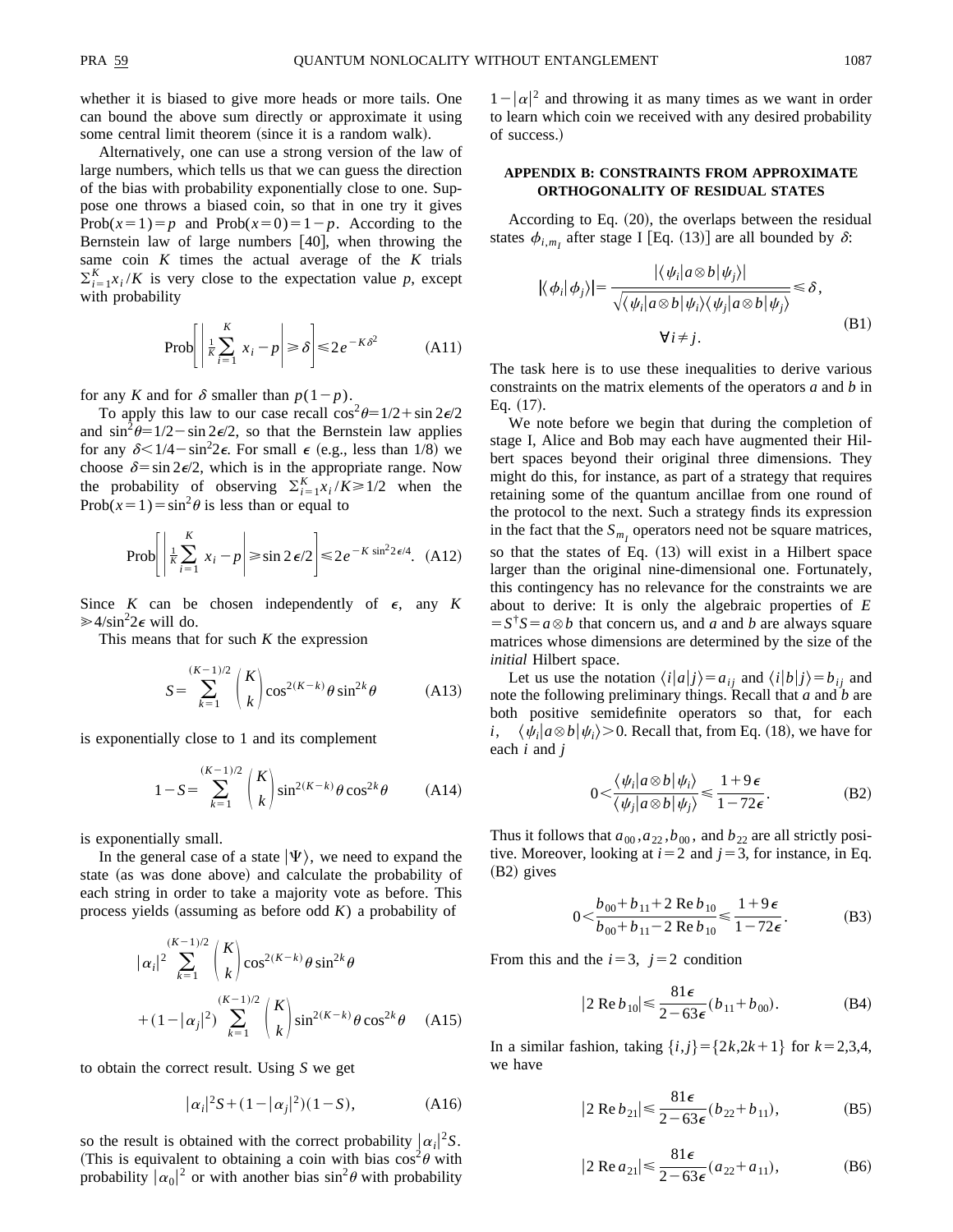whether it is biased to give more heads or more tails. One can bound the above sum directly or approximate it using some central limit theorem (since it is a random walk).

Alternatively, one can use a strong version of the law of large numbers, which tells us that we can guess the direction of the bias with probability exponentially close to one. Suppose one throws a biased coin, so that in one try it gives $\text{Prob}(x=1)=p$ and $\text{Prob}(x=0)=1-p$. According to the Bernstein law of large numbers [40], when throwing the same coin $K$ times the actual average of the $K$ trials $\sum_{i=1}^{K} x_i/K$ is very close to the expectation value $p$, except with probability

$$\text{Prob}\left[\left|\frac{1}{K}\sum_{i=1}^{K} x_i - p\right| \geq \delta\right] \leq 2e^{-K\delta^2} \tag{A11}$$

for any $K$ and for $\delta$ smaller than $p(1-p)$.

To apply this law to our case recall $\cos^2\theta = 1/2 + \sin 2\epsilon/2$ and $\sin^2\theta = 1/2 - \sin 2\epsilon/2$, so that the Bernstein law applies for any $\delta < 1/4 - \sin^2 2\epsilon$. For small $\epsilon$ (e.g., less than 1/8) we choose $\delta = \sin 2\epsilon/2$, which is in the appropriate range. Now the probability of observing $\sum_{i=1}^{K} x_i/K \geq 1/2$ when the $\text{Prob}(x=1) = \sin^2\theta$ is less than or equal to

$$\text{Prob}\left[\left|\frac{1}{K}\sum_{i=1}^{K} x_i - p\right| \geq \sin 2\epsilon/2\right] \leq 2e^{-K\sin^2 2\epsilon/4}. \tag{A12}$$

Since $K$ can be chosen independently of $\epsilon$, any $K \gg 4/\sin^2 2\epsilon$ will do.

This means that for such $K$ the expression

$$S = \sum_{k=1}^{(K-1)/2} \binom{K}{k} \cos^{2(K-k)}\theta \sin^{2k}\theta \tag{A13}$$

is exponentially close to 1 and its complement

$$1 - S = \sum_{k=1}^{(K-1)/2} \binom{K}{k} \sin^{2(K-k)}\theta \cos^{2k}\theta \tag{A14}$$

is exponentially small.

In the general case of a state $|\Psi\rangle$, we need to expand the state (as was done above) and calculate the probability of each string in order to take a majority vote as before. This process yields (assuming as before odd $K$) a probability of

$$|\alpha_i|^2 \sum_{k=1}^{(K-1)/2} \binom{K}{k} \cos^{2(K-k)}\theta \sin^{2k}\theta$$
$$+ (1-|\alpha_j|^2) \sum_{k=1}^{(K-1)/2} \binom{K}{k} \sin^{2(K-k)}\theta \cos^{2k}\theta \tag{A15}$$

to obtain the correct result. Using $S$ we get

$$|\alpha_i|^2 S + (1-|\alpha_j|^2)(1-S), \tag{A16}$$

so the result is obtained with the correct probability $|\alpha_i|^2 S$. (This is equivalent to obtaining a coin with bias $\cos^2\theta$ with probability $|\alpha_0|^2$ or with another bias $\sin^2\theta$ with probability $1-|\alpha|^2$ and throwing it as many times as we want in order to learn which coin we received with any desired probability of success.)

## APPENDIX B: CONSTRAINTS FROM APPROXIMATE ORTHOGONALITY OF RESIDUAL STATES

According to Eq. (20), the overlaps between the residual states $\phi_{i,m_I}$ after stage I [Eq. (13)] are all bounded by $\delta$:

$$|\langle \phi_i | \phi_j \rangle| = \frac{|\langle \psi_i | a \otimes b | \psi_j \rangle|}{\sqrt{\langle \psi_i | a \otimes b | \psi_i \rangle \langle \psi_j | a \otimes b | \psi_j \rangle}} \leq \delta,$$
$$\forall i \neq j. \tag{B1}$$

The task here is to use these inequalities to derive various constraints on the matrix elements of the operators $a$ and $b$ in Eq. (17).

We note before we begin that during the completion of stage I, Alice and Bob may each have augmented their Hilbert spaces beyond their original three dimensions. They might do this, for instance, as part of a strategy that requires retaining some of the quantum ancillae from one round of the protocol to the next. Such a strategy finds its expression in the fact that the $S_{m_I}$ operators need not be square matrices, so that the states of Eq. (13) will exist in a Hilbert space larger than the original nine-dimensional one. Fortunately, this contingency has no relevance for the constraints we are about to derive: It is only the algebraic properties of $E = S^\dagger S = a \otimes b$ that concern us, and $a$ and $b$ are always square matrices whose dimensions are determined by the size of the *initial* Hilbert space.

Let us use the notation $\langle i|a|j\rangle = a_{ij}$ and $\langle i|b|j\rangle = b_{ij}$ and note the following preliminary things. Recall that $a$ and $b$ are both positive semidefinite operators so that, for each $i$, $\langle \psi_i | a \otimes b | \psi_i \rangle > 0$. Recall that, from Eq. (18), we have for each $i$ and $j$

$$0 < \frac{\langle \psi_i | a \otimes b | \psi_i \rangle}{\langle \psi_j | a \otimes b | \psi_j \rangle} \leq \frac{1+9\epsilon}{1-72\epsilon}. \tag{B2}$$

Thus it follows that $a_{00}, a_{22}, b_{00}$, and $b_{22}$ are all strictly positive. Moreover, looking at $i=2$ and $j=3$, for instance, in Eq. (B2) gives

$$0 < \frac{b_{00} + b_{11} + 2\,\text{Re}\, b_{10}}{b_{00} + b_{11} - 2\,\text{Re}\, b_{10}} \leq \frac{1+9\epsilon}{1-72\epsilon}. \tag{B3}$$

From this and the $i=3,\ j=2$ condition

$$|2\,\text{Re}\, b_{10}| \leq \frac{81\epsilon}{2-63\epsilon}(b_{11} + b_{00}). \tag{B4}$$

In a similar fashion, taking $\{i,j\} = \{2k, 2k+1\}$ for $k=2,3,4$, we have

$$|2\,\text{Re}\, b_{21}| \leq \frac{81\epsilon}{2-63\epsilon}(b_{22} + b_{11}), \tag{B5}$$

$$|2\,\text{Re}\, a_{21}| \leq \frac{81\epsilon}{2-63\epsilon}(a_{22} + a_{11}), \tag{B6}$$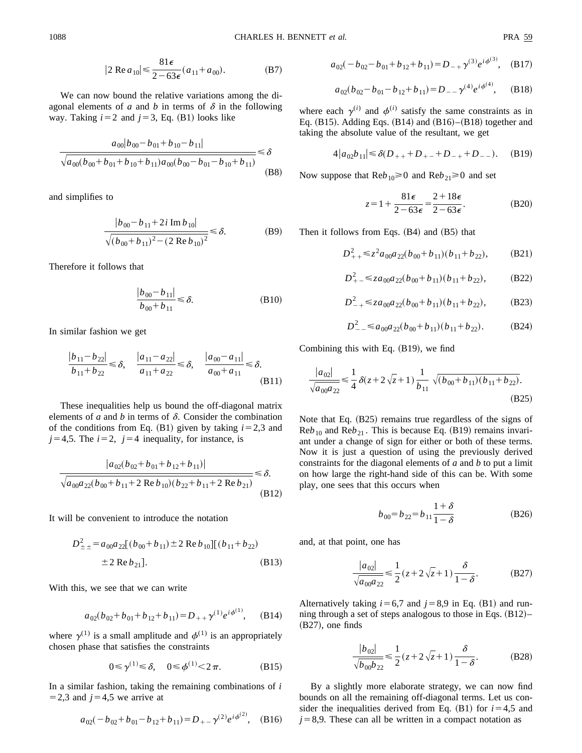$$|2\,\mathrm{Re}\,a_{10}| \leqslant \frac{81\epsilon}{2-63\epsilon}(a_{11}+a_{00}). \tag{B7}$$

We can now bound the relative variations among the diagonal elements of $a$ and $b$ in terms of $\delta$ in the following way. Taking $i=2$ and $j=3$, Eq. (B1) looks like

$$\frac{a_{00}|b_{00}-b_{01}+b_{10}-b_{11}|}{\sqrt{a_{00}(b_{00}+b_{01}+b_{10}+b_{11})a_{00}(b_{00}-b_{01}-b_{10}+b_{11})}} \leqslant \delta \tag{B8}$$

and simplifies to

$$\frac{|b_{00}-b_{11}+2i\,\mathrm{Im}\,b_{10}|}{\sqrt{(b_{00}+b_{11})^2-(2\,\mathrm{Re}\,b_{10})^2}} \leqslant \delta. \tag{B9}$$

Therefore it follows that

$$\frac{|b_{00}-b_{11}|}{b_{00}+b_{11}} \leqslant \delta. \tag{B10}$$

In similar fashion we get

$$\frac{|b_{11}-b_{22}|}{b_{11}+b_{22}} \leqslant \delta, \quad \frac{|a_{11}-a_{22}|}{a_{11}+a_{22}} \leqslant \delta, \quad \frac{|a_{00}-a_{11}|}{a_{00}+a_{11}} \leqslant \delta. \tag{B11}$$

These inequalities help us bound the off-diagonal matrix elements of $a$ and $b$ in terms of $\delta$. Consider the combination of the conditions from Eq. (B1) given by taking $i=2,3$ and $j=4,5$. The $i=2$, $j=4$ inequality, for instance, is

$$\frac{|a_{02}(b_{02}+b_{01}+b_{12}+b_{11})|}{\sqrt{a_{00}a_{22}(b_{00}+b_{11}+2\,\mathrm{Re}\,b_{10})(b_{22}+b_{11}+2\,\mathrm{Re}\,b_{21})}} \leqslant \delta. \tag{B12}$$

It will be convenient to introduce the notation

$$D^2_{\pm\pm} = a_{00}a_{22}[(b_{00}+b_{11}) \pm 2\,\mathrm{Re}\,b_{10}][(b_{11}+b_{22}) \pm 2\,\mathrm{Re}\,b_{21}]. \tag{B13}$$

With this, we see that we can write

$$a_{02}(b_{02}+b_{01}+b_{12}+b_{11}) = D_{++}\gamma^{(1)}e^{i\phi^{(1)}}, \tag{B14}$$

where $\gamma^{(1)}$ is a small amplitude and $\phi^{(1)}$ is an appropriately chosen phase that satisfies the constraints

$$0 \leqslant \gamma^{(1)} \leqslant \delta, \quad 0 \leqslant \phi^{(1)} < 2\pi. \tag{B15}$$

In a similar fashion, taking the remaining combinations of $i=2,3$ and $j=4,5$ we arrive at

$$a_{02}(-b_{02}+b_{01}-b_{12}+b_{11}) = D_{+-}\gamma^{(2)}e^{i\phi^{(2)}}, \tag{B16}$$

$$a_{02}(-b_{02}-b_{01}+b_{12}+b_{11}) = D_{-+}\gamma^{(3)}e^{i\phi^{(3)}}, \tag{B17}$$

$$a_{02}(b_{02}-b_{01}-b_{12}+b_{11}) = D_{--}\gamma^{(4)}e^{i\phi^{(4)}}, \tag{B18}$$

where each $\gamma^{(i)}$ and $\phi^{(i)}$ satisfy the same constraints as in Eq. (B15). Adding Eqs. (B14) and (B16)–(B18) together and taking the absolute value of the resultant, we get

$$4|a_{02}b_{11}| \leqslant \delta(D_{++}+D_{+-}+D_{-+}+D_{--}). \tag{B19}$$

Now suppose that $\mathrm{Re}b_{10} \geqslant 0$ and $\mathrm{Re}b_{21} \geqslant 0$ and set

$$z = 1 + \frac{81\epsilon}{2-63\epsilon} = \frac{2+18\epsilon}{2-63\epsilon}. \tag{B20}$$

Then it follows from Eqs. (B4) and (B5) that

$$D^2_{++} \leqslant z^2 a_{00}a_{22}(b_{00}+b_{11})(b_{11}+b_{22}), \tag{B21}$$

$$D^2_{+-} \leqslant z a_{00}a_{22}(b_{00}+b_{11})(b_{11}+b_{22}), \tag{B22}$$

$$D^2_{-+} \leqslant z a_{00}a_{22}(b_{00}+b_{11})(b_{11}+b_{22}), \tag{B23}$$

$$D^2_{--} \leqslant a_{00}a_{22}(b_{00}+b_{11})(b_{11}+b_{22}). \tag{B24}$$

Combining this with Eq. (B19), we find

$$\frac{|a_{02}|}{\sqrt{a_{00}a_{22}}} \leqslant \frac{1}{4}\delta(z+2\sqrt{z}+1)\frac{1}{b_{11}}\sqrt{(b_{00}+b_{11})(b_{11}+b_{22})}. \tag{B25}$$

Note that Eq. (B25) remains true regardless of the signs of $\mathrm{Re}b_{10}$ and $\mathrm{Re}b_{21}$. This is because Eq. (B19) remains invariant under a change of sign for either or both of these terms. Now it is just a question of using the previously derived constraints for the diagonal elements of $a$ and $b$ to put a limit on how large the right-hand side of this can be. With some play, one sees that this occurs when

$$b_{00} = b_{22} = b_{11}\frac{1+\delta}{1-\delta} \tag{B26}$$

and, at that point, one has

$$\frac{|a_{02}|}{\sqrt{a_{00}a_{22}}} \leqslant \frac{1}{2}(z+2\sqrt{z}+1)\frac{\delta}{1-\delta}. \tag{B27}$$

Alternatively taking $i=6,7$ and $j=8,9$ in Eq. (B1) and running through a set of steps analogous to those in Eqs. (B12)–(B27), one finds

$$\frac{|b_{02}|}{\sqrt{b_{00}b_{22}}} \leqslant \frac{1}{2}(z+2\sqrt{z}+1)\frac{\delta}{1-\delta}. \tag{B28}$$

By a slightly more elaborate strategy, we can now find bounds on all the remaining off-diagonal terms. Let us consider the inequalities derived from Eq. (B1) for $i=4,5$ and $j=8,9$. These can all be written in a compact notation as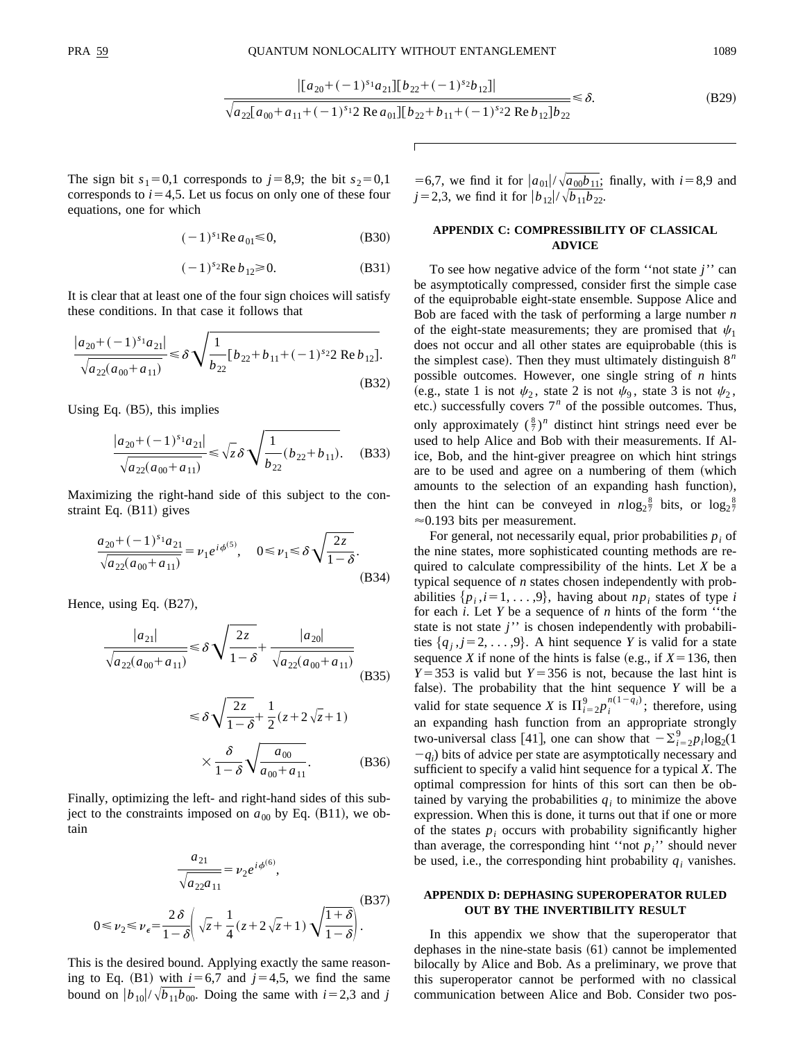$$\frac{|[a_{20}+(-1)^{s_1}a_{21}][b_{22}+(-1)^{s_2}b_{12}]|}{\sqrt{a_{22}[a_{00}+a_{11}+(-1)^{s_1}2\,\mathrm{Re}\,a_{01}][b_{22}+b_{11}+(-1)^{s_2}2\,\mathrm{Re}\,b_{12}]b_{22}}}\leq\delta. \tag{B29}$$

The sign bit $s_1=0,1$ corresponds to $j=8,9$; the bit $s_2=0,1$ corresponds to $i=4,5$. Let us focus on only one of these four equations, one for which

$$(-1)^{s_1}\mathrm{Re}\,a_{01}\leq 0, \tag{B30}$$

$$(-1)^{s_2}\mathrm{Re}\,b_{12}\geq 0. \tag{B31}$$

It is clear that at least one of the four sign choices will satisfy these conditions. In that case it follows that

$$\frac{|a_{20}+(-1)^{s_1}a_{21}|}{\sqrt{a_{22}(a_{00}+a_{11})}}\leq\delta\sqrt{\frac{1}{b_{22}}[b_{22}+b_{11}+(-1)^{s_2}2\,\mathrm{Re}\,b_{12}]}. \tag{B32}$$

Using Eq. (B5), this implies

$$\frac{|a_{20}+(-1)^{s_1}a_{21}|}{\sqrt{a_{22}(a_{00}+a_{11})}}\leq\sqrt{z}\,\delta\sqrt{\frac{1}{b_{22}}(b_{22}+b_{11})}. \tag{B33}$$

Maximizing the right-hand side of this subject to the constraint Eq. (B11) gives

$$\frac{a_{20}+(-1)^{s_1}a_{21}}{\sqrt{a_{22}(a_{00}+a_{11})}}=\nu_1 e^{i\phi^{(5)}},\quad 0\leq\nu_1\leq\delta\sqrt{\frac{2z}{1-\delta}}. \tag{B34}$$

Hence, using Eq. (B27),

$$\frac{|a_{21}|}{\sqrt{a_{22}(a_{00}+a_{11})}}\leq\delta\sqrt{\frac{2z}{1-\delta}}+\frac{|a_{20}|}{\sqrt{a_{22}(a_{00}+a_{11})}} \tag{B35}$$

$$\leq\delta\sqrt{\frac{2z}{1-\delta}}+\frac{1}{2}(z+2\sqrt{z}+1)\times\frac{\delta}{1-\delta}\sqrt{\frac{a_{00}}{a_{00}+a_{11}}}. \tag{B36}$$

Finally, optimizing the left- and right-hand sides of this subject to the constraints imposed on $a_{00}$ by Eq. (B11), we obtain

$$\frac{a_{21}}{\sqrt{a_{22}a_{11}}}=\nu_2 e^{i\phi^{(6)}},$$
$$0\leq\nu_2\leq\nu_\epsilon=\frac{2\delta}{1-\delta}\left(\sqrt{z}+\frac{1}{4}(z+2\sqrt{z}+1)\sqrt{\frac{1+\delta}{1-\delta}}\right). \tag{B37}$$

This is the desired bound. Applying exactly the same reasoning to Eq. (B1) with $i=6,7$ and $j=4,5$, we find the same bound on $|b_{10}|/\sqrt{b_{11}b_{00}}$. Doing the same with $i=2,3$ and $j=6,7$, we find it for $|a_{01}|/\sqrt{a_{00}b_{11}}$; finally, with $i=8,9$ and $j=2,3$, we find it for $|b_{12}|/\sqrt{b_{11}b_{22}}$.

## APPENDIX C: COMPRESSIBILITY OF CLASSICAL ADVICE

To see how negative advice of the form ''not state $j$'' can be asymptotically compressed, consider first the simple case of the equiprobable eight-state ensemble. Suppose Alice and Bob are faced with the task of performing a large number $n$ of the eight-state measurements; they are promised that $\psi_1$ does not occur and all other states are equiprobable (this is the simplest case). Then they must ultimately distinguish $8^n$ possible outcomes. However, one single string of $n$ hints (e.g., state 1 is not $\psi_2$, state 2 is not $\psi_9$, state 3 is not $\psi_2$, etc.) successfully covers $7^n$ of the possible outcomes. Thus, only approximately $(\frac{8}{7})^n$ distinct hint strings need ever be used to help Alice and Bob with their measurements. If Alice, Bob, and the hint-giver preagree on which hint strings are to be used and agree on a numbering of them (which amounts to the selection of an expanding hash function), then the hint can be conveyed in $n\log_2\frac{8}{7}$ bits, or $\log_2\frac{8}{7}\approx 0.193$ bits per measurement.

For general, not necessarily equal, prior probabilities $p_i$ of the nine states, more sophisticated counting methods are required to calculate compressibility of the hints. Let $X$ be a typical sequence of $n$ states chosen independently with probabilities $\{p_i, i=1,\ldots,9\}$, having about $np_i$ states of type $i$ for each $i$. Let $Y$ be a sequence of $n$ hints of the form ''the state is not state $j$'' is chosen independently with probabilities $\{q_j, j=2,\ldots,9\}$. A hint sequence $Y$ is valid for a state sequence $X$ if none of the hints is false (e.g., if $X=136$, then $Y=353$ is valid but $Y=356$ is not, because the last hint is false). The probability that the hint sequence $Y$ will be a valid for state sequence $X$ is $\prod_{i=2}^{9}p_i^{n(1-q_i)}$; therefore, using an expanding hash function from an appropriate strongly two-universal class [41], one can show that $-\sum_{i=2}^{9}p_i\log_2(1-q_i)$ bits of advice per state are asymptotically necessary and sufficient to specify a valid hint sequence for a typical $X$. The optimal compression for hints of this sort can then be obtained by varying the probabilities $q_i$ to minimize the above expression. When this is done, it turns out that if one or more of the states $p_i$ occurs with probability significantly higher than average, the corresponding hint ''not $p_i$'' should never be used, i.e., the corresponding hint probability $q_i$ vanishes.

## APPENDIX D: DEPHASING SUPEROPERATOR RULED OUT BY THE INVERTIBILITY RESULT

In this appendix we show that the superoperator that dephases in the nine-state basis (61) cannot be implemented bilocally by Alice and Bob. As a preliminary, we prove that this superoperator cannot be performed with no classical communication between Alice and Bob. Consider two pos-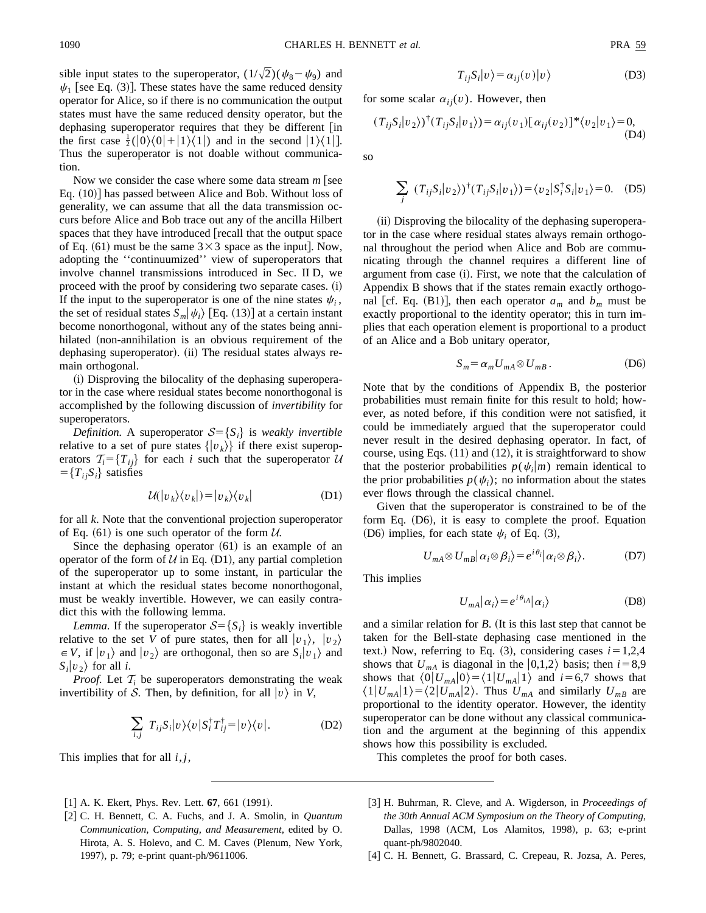sible input states to the superoperator, $(1/\sqrt{2})(\psi_8-\psi_9)$ and $\psi_1$ [see Eq. (3)]. These states have the same reduced density operator for Alice, so if there is no communication the output states must have the same reduced density operator, but the dephasing superoperator requires that they be different [in the first case $\frac{1}{2}(|0\rangle\langle 0|+|1\rangle\langle 1|)$ and in the second $|1\rangle\langle 1|$]. Thus the superoperator is not doable without communication.

Now we consider the case where some data stream $m$ [see Eq. (10)] has passed between Alice and Bob. Without loss of generality, we can assume that all the data transmission occurs before Alice and Bob trace out any of the ancilla Hilbert spaces that they have introduced [recall that the output space of Eq. (61) must be the same $3\times 3$ space as the input]. Now, adopting the ''continuumized'' view of superoperators that involve channel transmissions introduced in Sec. II D, we proceed with the proof by considering two separate cases. (i) If the input to the superoperator is one of the nine states $\psi_i$, the set of residual states $S_m|\psi_i\rangle$ [Eq. (13)] at a certain instant become nonorthogonal, without any of the states being annihilated (non-annihilation is an obvious requirement of the dephasing superoperator). (ii) The residual states always remain orthogonal.

(i) Disproving the bilocality of the dephasing superoperator in the case where residual states become nonorthogonal is accomplished by the following discussion of *invertibility* for superoperators.

*Definition.* A superoperator $\mathcal{S}=\{S_i\}$ is *weakly invertible* relative to a set of pure states $\{|v_k\rangle\}$ if there exist superoperators $\mathcal{T}_i=\{T_{ij}\}$ for each $i$ such that the superoperator $\mathcal{U}=\{T_{ij}S_i\}$ satisfies

$$\mathcal{U}(|v_k\rangle\langle v_k|)=|v_k\rangle\langle v_k| \tag{D1}$$

for all $k$. Note that the conventional projection superoperator of Eq. (61) is one such operator of the form $\mathcal{U}$.

Since the dephasing operator (61) is an example of an operator of the form of $\mathcal{U}$ in Eq. (D1), any partial completion of the superoperator up to some instant, in particular the instant at which the residual states become nonorthogonal, must be weakly invertible. However, we can easily contradict this with the following lemma.

*Lemma*. If the superoperator $\mathcal{S}=\{S_i\}$ is weakly invertible relative to the set $V$ of pure states, then for all $|v_1\rangle$, $|v_2\rangle\in V$, if $|v_1\rangle$ and $|v_2\rangle$ are orthogonal, then so are $S_i|v_1\rangle$ and $S_i|v_2\rangle$ for all $i$.

*Proof.* Let $\mathcal{T}_i$ be superoperators demonstrating the weak invertibility of $\mathcal{S}$. Then, by definition, for all $|v\rangle$ in $V$,

$$\sum_{i,j} T_{ij}S_i|v\rangle\langle v|S_i^\dagger T_{ij}^\dagger=|v\rangle\langle v|. \tag{D2}$$

This implies that for all $i,j$,

$$T_{ij}S_i|v\rangle=\alpha_{ij}(v)|v\rangle \tag{D3}$$

for some scalar $\alpha_{ij}(v)$. However, then

$$(T_{ij}S_i|v_2\rangle)^\dagger(T_{ij}S_i|v_1\rangle)=\alpha_{ij}(v_1)[\alpha_{ij}(v_2)]^*\langle v_2|v_1\rangle=0, \tag{D4}$$

so

$$\sum_j (T_{ij}S_i|v_2\rangle)^\dagger(T_{ij}S_i|v_1\rangle)=\langle v_2|S_i^\dagger S_i|v_1\rangle=0. \tag{D5}$$

(ii) Disproving the bilocality of the dephasing superoperator in the case where residual states always remain orthogonal throughout the period when Alice and Bob are communicating through the channel requires a different line of argument from case (i). First, we note that the calculation of Appendix B shows that if the states remain exactly orthogonal [cf. Eq. (B1)], then each operator $a_m$ and $b_m$ must be exactly proportional to the identity operator; this in turn implies that each operation element is proportional to a product of an Alice and a Bob unitary operator,

$$S_m=\alpha_m U_{mA}\otimes U_{mB}. \tag{D6}$$

Note that by the conditions of Appendix B, the posterior probabilities must remain finite for this result to hold; however, as noted before, if this condition were not satisfied, it could be immediately argued that the superoperator could never result in the desired dephasing operator. In fact, of course, using Eqs. (11) and (12), it is straightforward to show that the posterior probabilities $p(\psi_i|m)$ remain identical to the prior probabilities $p(\psi_i)$; no information about the states ever flows through the classical channel.

Given that the superoperator is constrained to be of the form Eq. (D6), it is easy to complete the proof. Equation (D6) implies, for each state $\psi_i$ of Eq. (3),

$$U_{mA}\otimes U_{mB}|\alpha_i\otimes\beta_i\rangle=e^{i\theta_i}|\alpha_i\otimes\beta_i\rangle. \tag{D7}$$

This implies

$$U_{mA}|\alpha_i\rangle=e^{i\theta_{iA}}|\alpha_i\rangle \tag{D8}$$

and a similar relation for $B$. (It is this last step that cannot be taken for the Bell-state dephasing case mentioned in the text.) Now, referring to Eq. (3), considering cases $i=1,2,4$ shows that $U_{mA}$ is diagonal in the $|0,1,2\rangle$ basis; then $i=8,9$ shows that $\langle 0|U_{mA}|0\rangle=\langle 1|U_{mA}|1\rangle$ and $i=6,7$ shows that $\langle 1|U_{mA}|1\rangle=\langle 2|U_{mA}|2\rangle$. Thus $U_{mA}$ and similarly $U_{mB}$ are proportional to the identity operator. However, the identity superoperator can be done without any classical communication and the argument at the beginning of this appendix shows how this possibility is excluded.

This completes the proof for both cases.

---

[1] A. K. Ekert, Phys. Rev. Lett. **67**, 661 (1991).

[2] C. H. Bennett, C. A. Fuchs, and J. A. Smolin, in *Quantum Communication, Computing, and Measurement*, edited by O. Hirota, A. S. Holevo, and C. M. Caves (Plenum, New York, 1997), p. 79; e-print quant-ph/9611006.

[3] H. Buhrman, R. Cleve, and A. Wigderson, in *Proceedings of the 30th Annual ACM Symposium on the Theory of Computing*, Dallas, 1998 (ACM, Los Alamitos, 1998), p. 63; e-print quant-ph/9802040.

[4] C. H. Bennett, G. Brassard, C. Crepeau, R. Jozsa, A. Peres,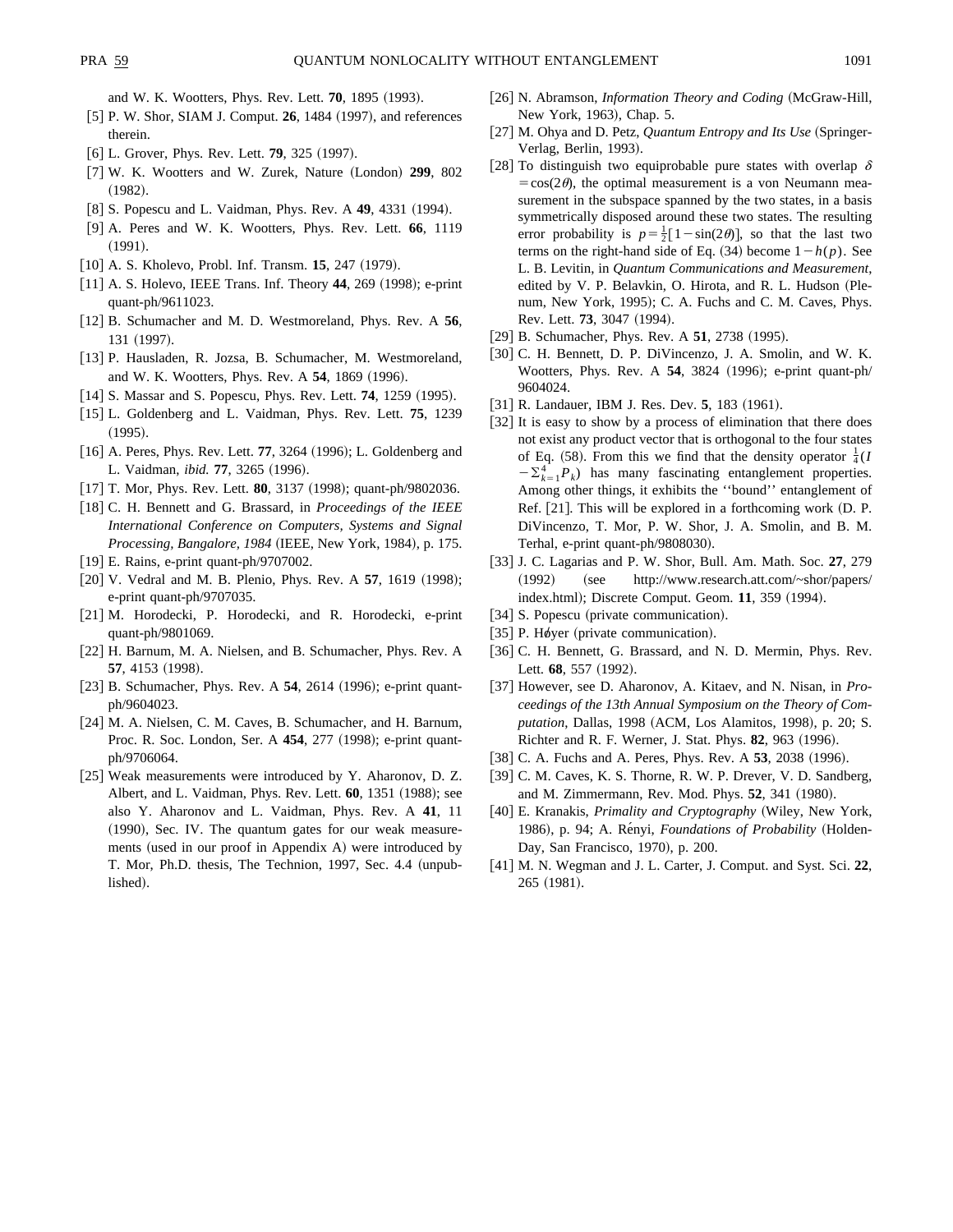and W. K. Wootters, Phys. Rev. Lett. **70**, 1895 (1993).

[5] P. W. Shor, SIAM J. Comput. **26**, 1484 (1997), and references therein.

[6] L. Grover, Phys. Rev. Lett. **79**, 325 (1997).

[7] W. K. Wootters and W. Zurek, Nature (London) **299**, 802 (1982).

[8] S. Popescu and L. Vaidman, Phys. Rev. A **49**, 4331 (1994).

[9] A. Peres and W. K. Wootters, Phys. Rev. Lett. **66**, 1119 (1991).

[10] A. S. Kholevo, Probl. Inf. Transm. **15**, 247 (1979).

[11] A. S. Holevo, IEEE Trans. Inf. Theory **44**, 269 (1998); e-print quant-ph/9611023.

[12] B. Schumacher and M. D. Westmoreland, Phys. Rev. A **56**, 131 (1997).

[13] P. Hausladen, R. Jozsa, B. Schumacher, M. Westmoreland, and W. K. Wootters, Phys. Rev. A **54**, 1869 (1996).

[14] S. Massar and S. Popescu, Phys. Rev. Lett. **74**, 1259 (1995).

[15] L. Goldenberg and L. Vaidman, Phys. Rev. Lett. **75**, 1239 (1995).

[16] A. Peres, Phys. Rev. Lett. **77**, 3264 (1996); L. Goldenberg and L. Vaidman, *ibid.* **77**, 3265 (1996).

[17] T. Mor, Phys. Rev. Lett. **80**, 3137 (1998); quant-ph/9802036.

[18] C. H. Bennett and G. Brassard, in *Proceedings of the IEEE International Conference on Computers, Systems and Signal Processing, Bangalore, 1984* (IEEE, New York, 1984), p. 175.

[19] E. Rains, e-print quant-ph/9707002.

[20] V. Vedral and M. B. Plenio, Phys. Rev. A **57**, 1619 (1998); e-print quant-ph/9707035.

[21] M. Horodecki, P. Horodecki, and R. Horodecki, e-print quant-ph/9801069.

[22] H. Barnum, M. A. Nielsen, and B. Schumacher, Phys. Rev. A **57**, 4153 (1998).

[23] B. Schumacher, Phys. Rev. A **54**, 2614 (1996); e-print quant-ph/9604023.

[24] M. A. Nielsen, C. M. Caves, B. Schumacher, and H. Barnum, Proc. R. Soc. London, Ser. A **454**, 277 (1998); e-print quant-ph/9706064.

[25] Weak measurements were introduced by Y. Aharonov, D. Z. Albert, and L. Vaidman, Phys. Rev. Lett. **60**, 1351 (1988); see also Y. Aharonov and L. Vaidman, Phys. Rev. A **41**, 11 (1990), Sec. IV. The quantum gates for our weak measurements (used in our proof in Appendix A) were introduced by T. Mor, Ph.D. thesis, The Technion, 1997, Sec. 4.4 (unpublished).

[26] N. Abramson, *Information Theory and Coding* (McGraw-Hill, New York, 1963), Chap. 5.

[27] M. Ohya and D. Petz, *Quantum Entropy and Its Use* (Springer-Verlag, Berlin, 1993).

[28] To distinguish two equiprobable pure states with overlap $\delta = \cos(2\theta)$, the optimal measurement is a von Neumann measurement in the subspace spanned by the two states, in a basis symmetrically disposed around these two states. The resulting error probability is $p=\frac{1}{2}[1-\sin(2\theta)]$, so that the last two terms on the right-hand side of Eq. (34) become $1-h(p)$. See L. B. Levitin, in *Quantum Communications and Measurement*, edited by V. P. Belavkin, O. Hirota, and R. L. Hudson (Plenum, New York, 1995); C. A. Fuchs and C. M. Caves, Phys. Rev. Lett. **73**, 3047 (1994).

[29] B. Schumacher, Phys. Rev. A **51**, 2738 (1995).

[30] C. H. Bennett, D. P. DiVincenzo, J. A. Smolin, and W. K. Wootters, Phys. Rev. A **54**, 3824 (1996); e-print quant-ph/9604024.

[31] R. Landauer, IBM J. Res. Dev. **5**, 183 (1961).

[32] It is easy to show by a process of elimination that there does not exist any product vector that is orthogonal to the four states of Eq. (58). From this we find that the density operator $\frac{1}{4}(I-\Sigma_{k=1}^{4}P_k)$ has many fascinating entanglement properties. Among other things, it exhibits the ''bound'' entanglement of Ref. [21]. This will be explored in a forthcoming work (D. P. DiVincenzo, T. Mor, P. W. Shor, J. A. Smolin, and B. M. Terhal, e-print quant-ph/9808030).

[33] J. C. Lagarias and P. W. Shor, Bull. Am. Math. Soc. **27**, 279 (1992) (see http://www.research.att.com/~shor/papers/index.html); Discrete Comput. Geom. **11**, 359 (1994).

[34] S. Popescu (private communication).

[35] P. Høyer (private communication).

[36] C. H. Bennett, G. Brassard, and N. D. Mermin, Phys. Rev. Lett. **68**, 557 (1992).

[37] However, see D. Aharonov, A. Kitaev, and N. Nisan, in *Proceedings of the 13th Annual Symposium on the Theory of Computation*, Dallas, 1998 (ACM, Los Alamitos, 1998), p. 20; S. Richter and R. F. Werner, J. Stat. Phys. **82**, 963 (1996).

[38] C. A. Fuchs and A. Peres, Phys. Rev. A **53**, 2038 (1996).

[39] C. M. Caves, K. S. Thorne, R. W. P. Drever, V. D. Sandberg, and M. Zimmermann, Rev. Mod. Phys. **52**, 341 (1980).

[40] E. Kranakis, *Primality and Cryptography* (Wiley, New York, 1986), p. 94; A. Rényi, *Foundations of Probability* (Holden-Day, San Francisco, 1970), p. 200.

[41] M. N. Wegman and J. L. Carter, J. Comput. and Syst. Sci. **22**, 265 (1981).